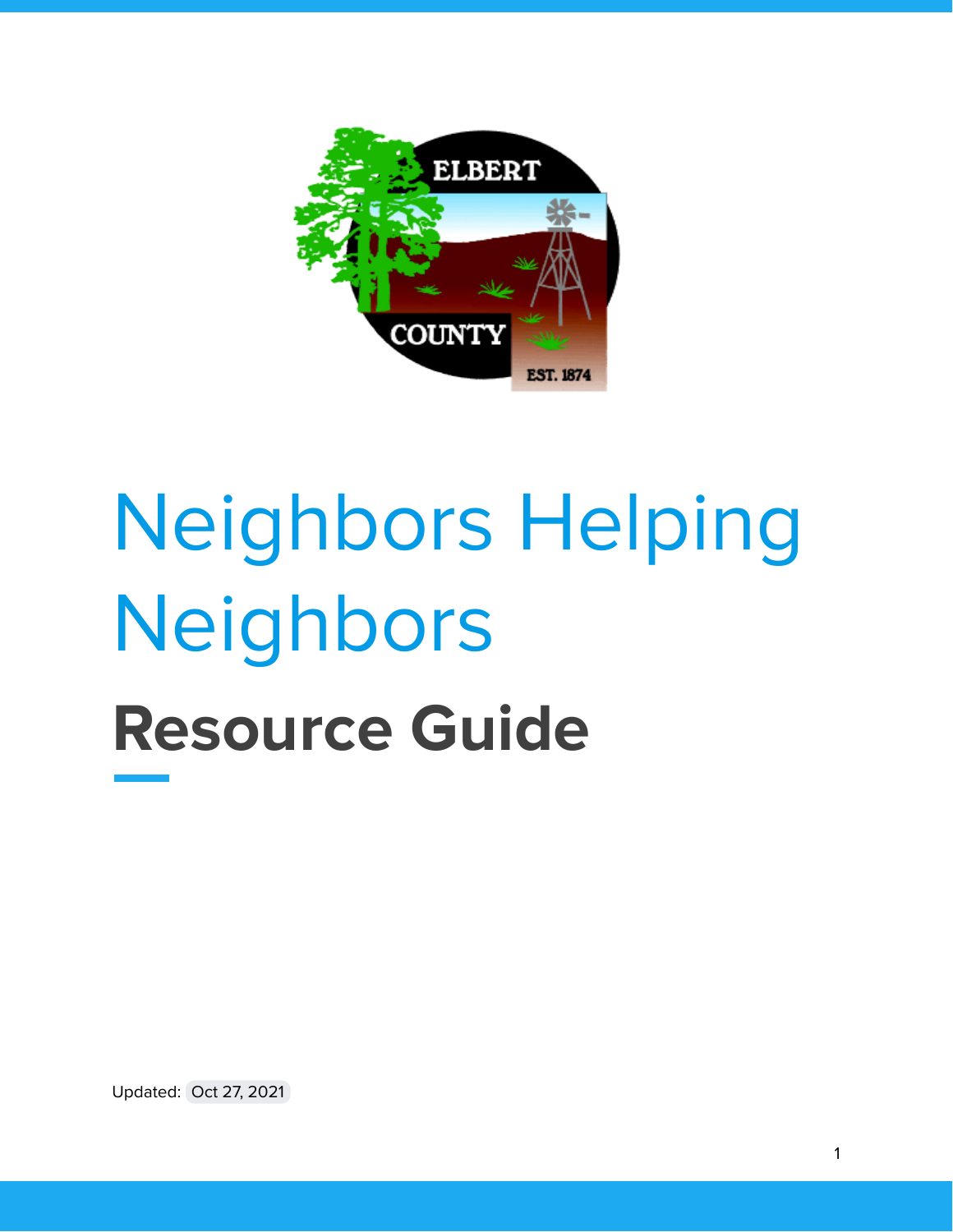# Neighbors Helping Neighbors

## Resource Guide

Updated: Oct 27, 2021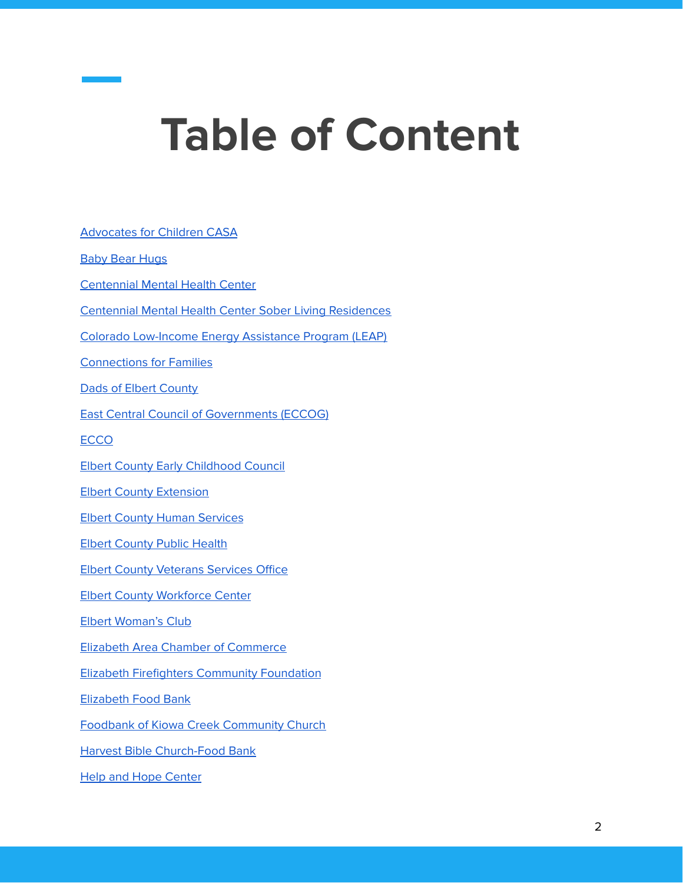# Table of Content

Advocates for Children CASA

Baby Bear Hugs

Centennial Mental Health Center

Centennial Mental Health Center Sober Living Residences

Colorado Low-Income Energy Assistance Program (LEAP)

Connections for Families

Dads of Elbert County

East Central Council of Governments (ECCOG)

ECCO

Elbert County Early Childhood Council

Elbert County Extension

Elbert County Human Services

Elbert County Public Health

Elbert County Veterans Services Office

Elbert County Workforce Center

Elbert Woman's Club

Elizabeth Area Chamber of Commerce

Elizabeth Firefighters Community Foundation

Elizabeth Food Bank

Foodbank of Kiowa Creek Community Church

Harvest Bible Church-Food Bank

Help and Hope Center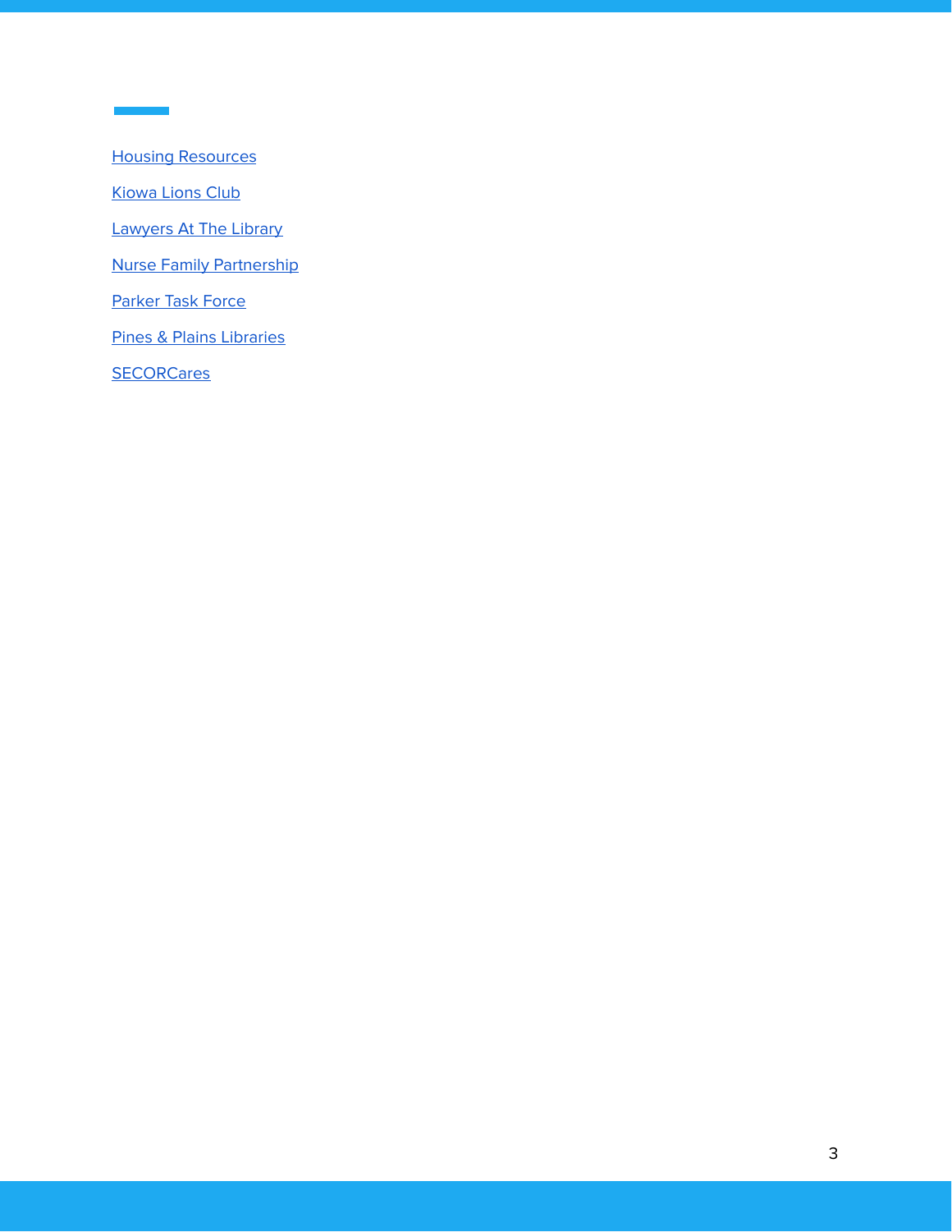Housing Resources

Kiowa Lions Club

Lawyers At The Library

Nurse Family Partnership

Parker Task Force

Pines & Plains Libraries

SECORCares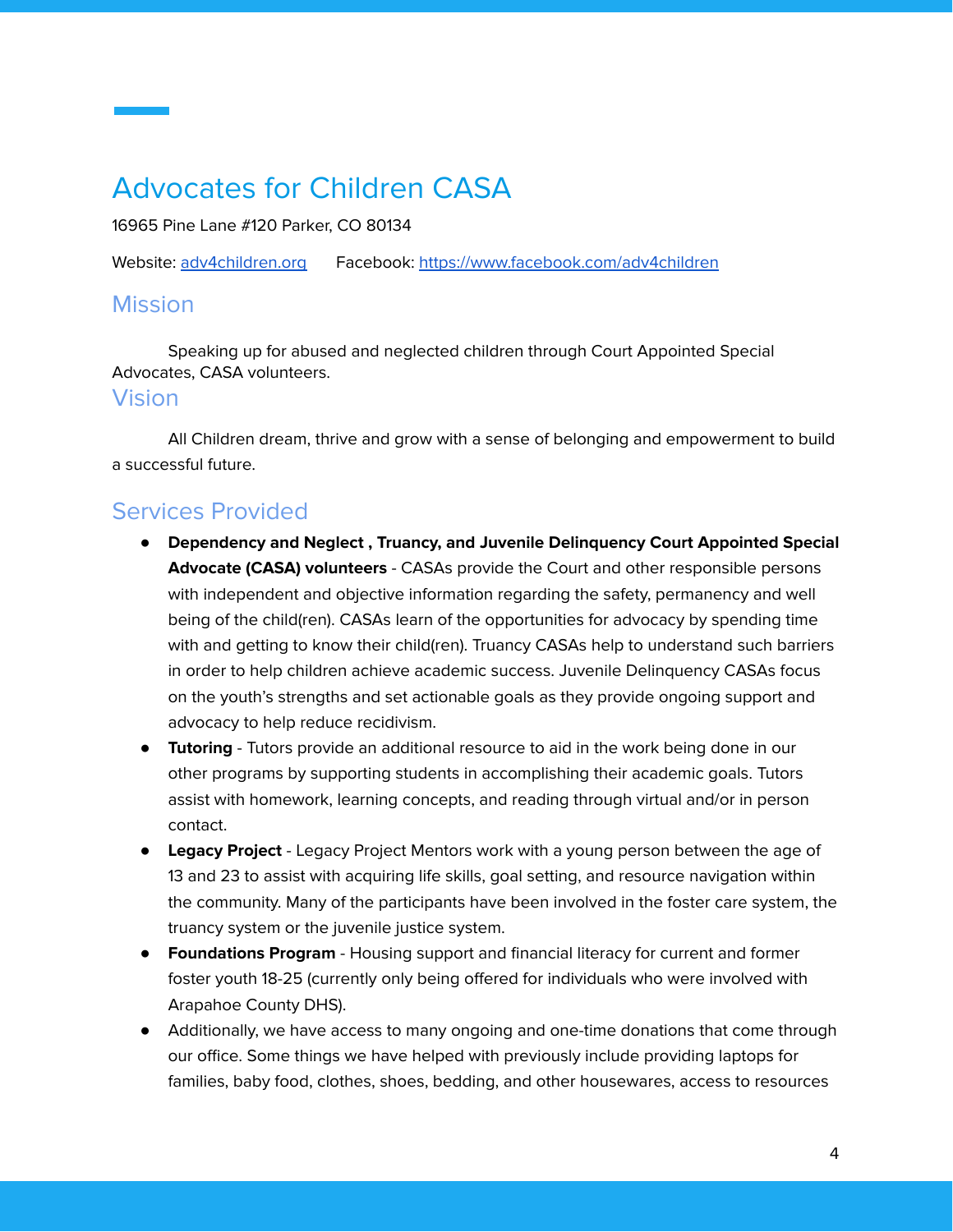# Advocates for Children CASA

16965 Pine Lane #120 Parker, CO 80134

Website: [adv4children.org](adv4children.org)     Facebook: [https://www.facebook.com/adv4children](https://www.facebook.com/adv4children)

## Mission

Speaking up for abused and neglected children through Court Appointed Special Advocates, CASA volunteers.

## Vision

All Children dream, thrive and grow with a sense of belonging and empowerment to build a successful future.

## Services Provided

- **Dependency and Neglect , Truancy, and Juvenile Delinquency Court Appointed Special Advocate (CASA) volunteers** - CASAs provide the Court and other responsible persons with independent and objective information regarding the safety, permanency and well being of the child(ren). CASAs learn of the opportunities for advocacy by spending time with and getting to know their child(ren). Truancy CASAs help to understand such barriers in order to help children achieve academic success. Juvenile Delinquency CASAs focus on the youth's strengths and set actionable goals as they provide ongoing support and advocacy to help reduce recidivism.
- **Tutoring** - Tutors provide an additional resource to aid in the work being done in our other programs by supporting students in accomplishing their academic goals. Tutors assist with homework, learning concepts, and reading through virtual and/or in person contact.
- **Legacy Project** - Legacy Project Mentors work with a young person between the age of 13 and 23 to assist with acquiring life skills, goal setting, and resource navigation within the community. Many of the participants have been involved in the foster care system, the truancy system or the juvenile justice system.
- **Foundations Program** - Housing support and financial literacy for current and former foster youth 18-25 (currently only being offered for individuals who were involved with Arapahoe County DHS).
- Additionally, we have access to many ongoing and one-time donations that come through our office. Some things we have helped with previously include providing laptops for families, baby food, clothes, shoes, bedding, and other housewares, access to resources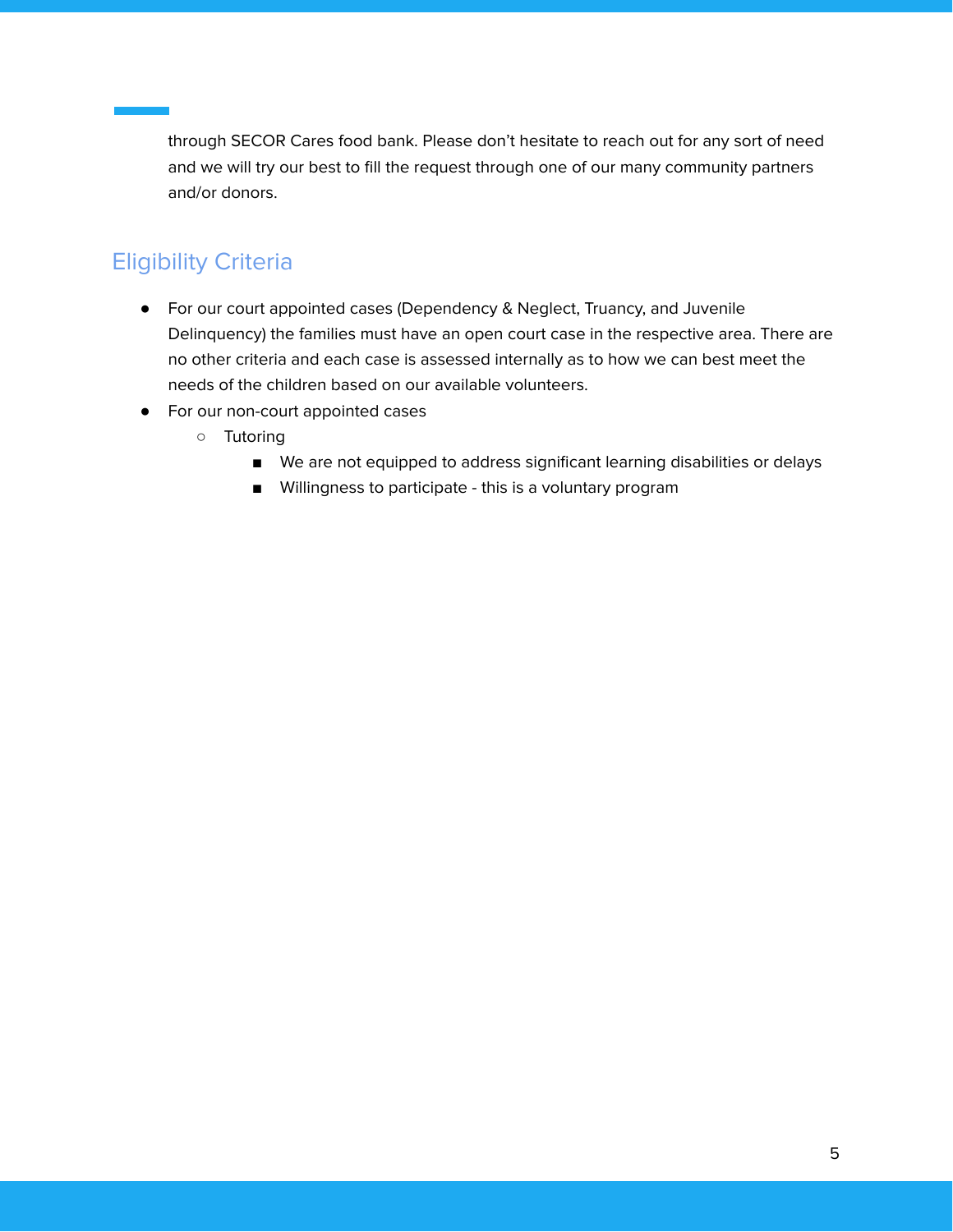through SECOR Cares food bank. Please don't hesitate to reach out for any sort of need and we will try our best to fill the request through one of our many community partners and/or donors.

## Eligibility Criteria

- For our court appointed cases (Dependency & Neglect, Truancy, and Juvenile Delinquency) the families must have an open court case in the respective area. There are no other criteria and each case is assessed internally as to how we can best meet the needs of the children based on our available volunteers.
- For our non-court appointed cases
  - Tutoring
    - We are not equipped to address significant learning disabilities or delays
    - Willingness to participate - this is a voluntary program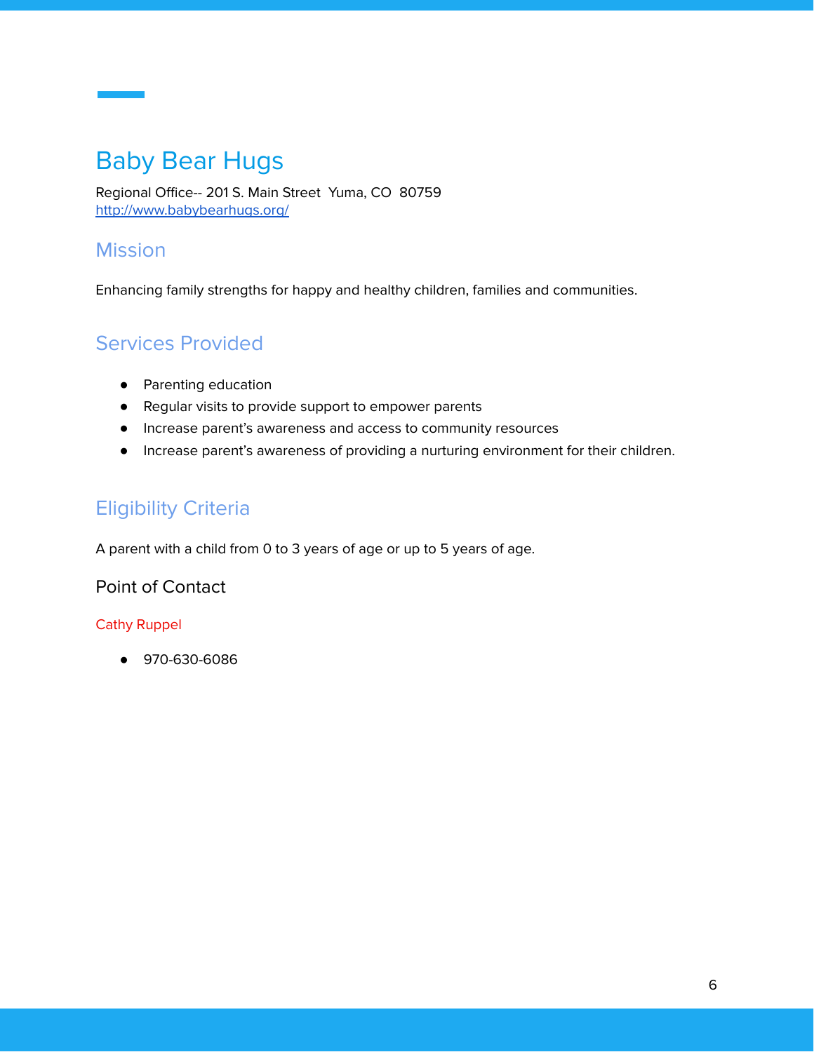# Baby Bear Hugs

Regional Office-- 201 S. Main Street  Yuma, CO  80759
http://www.babybearhugs.org/

## Mission

Enhancing family strengths for happy and healthy children, families and communities.

## Services Provided

- Parenting education
- Regular visits to provide support to empower parents
- Increase parent's awareness and access to community resources
- Increase parent's awareness of providing a nurturing environment for their children.

## Eligibility Criteria

A parent with a child from 0 to 3 years of age or up to 5 years of age.

### Point of Contact

Cathy Ruppel

- 970-630-6086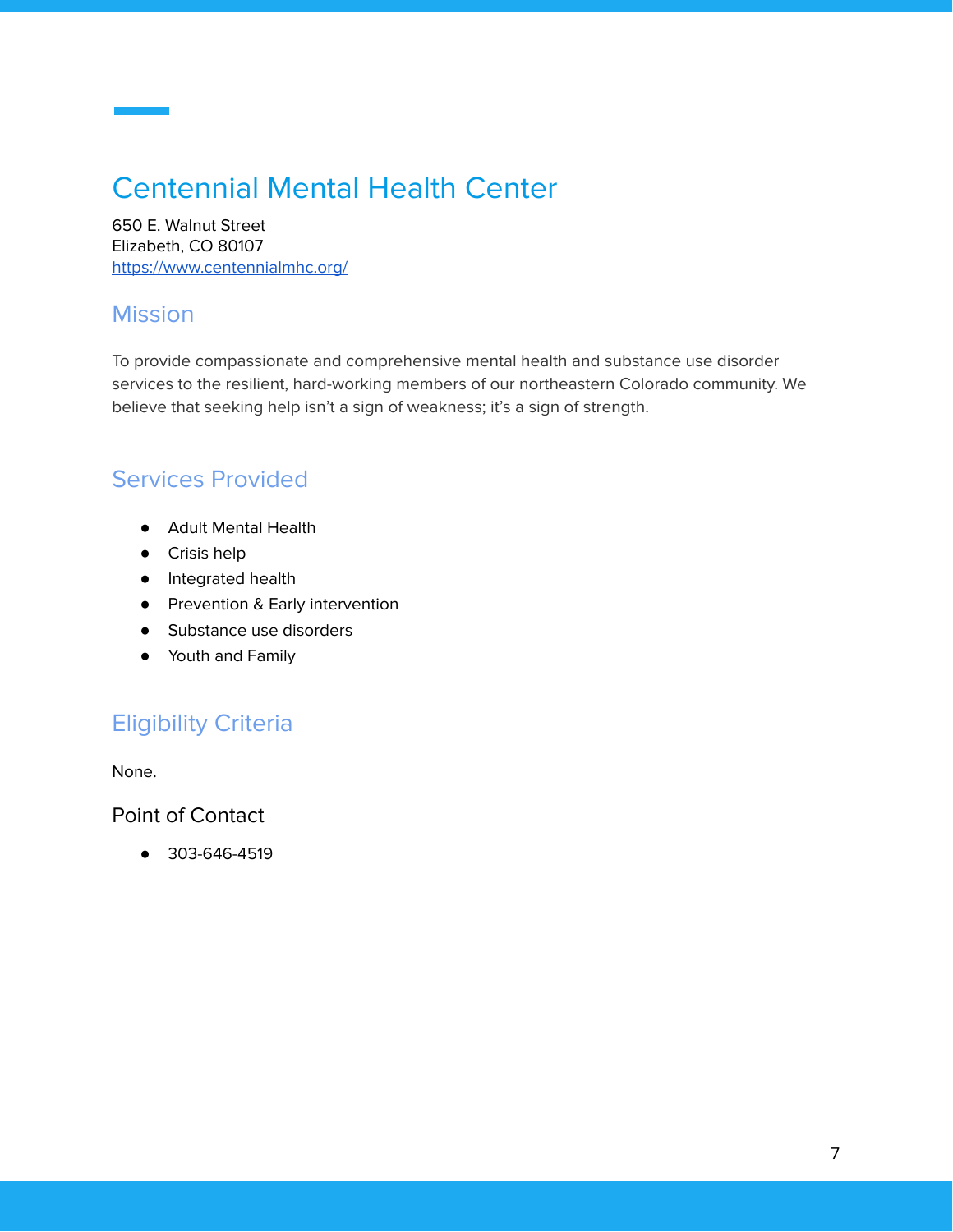# Centennial Mental Health Center

650 E. Walnut Street
Elizabeth, CO 80107
https://www.centennialmhc.org/

## Mission

To provide compassionate and comprehensive mental health and substance use disorder services to the resilient, hard-working members of our northeastern Colorado community. We believe that seeking help isn't a sign of weakness; it's a sign of strength.

## Services Provided

- Adult Mental Health
- Crisis help
- Integrated health
- Prevention & Early intervention
- Substance use disorders
- Youth and Family

## Eligibility Criteria

None.

### Point of Contact

- 303-646-4519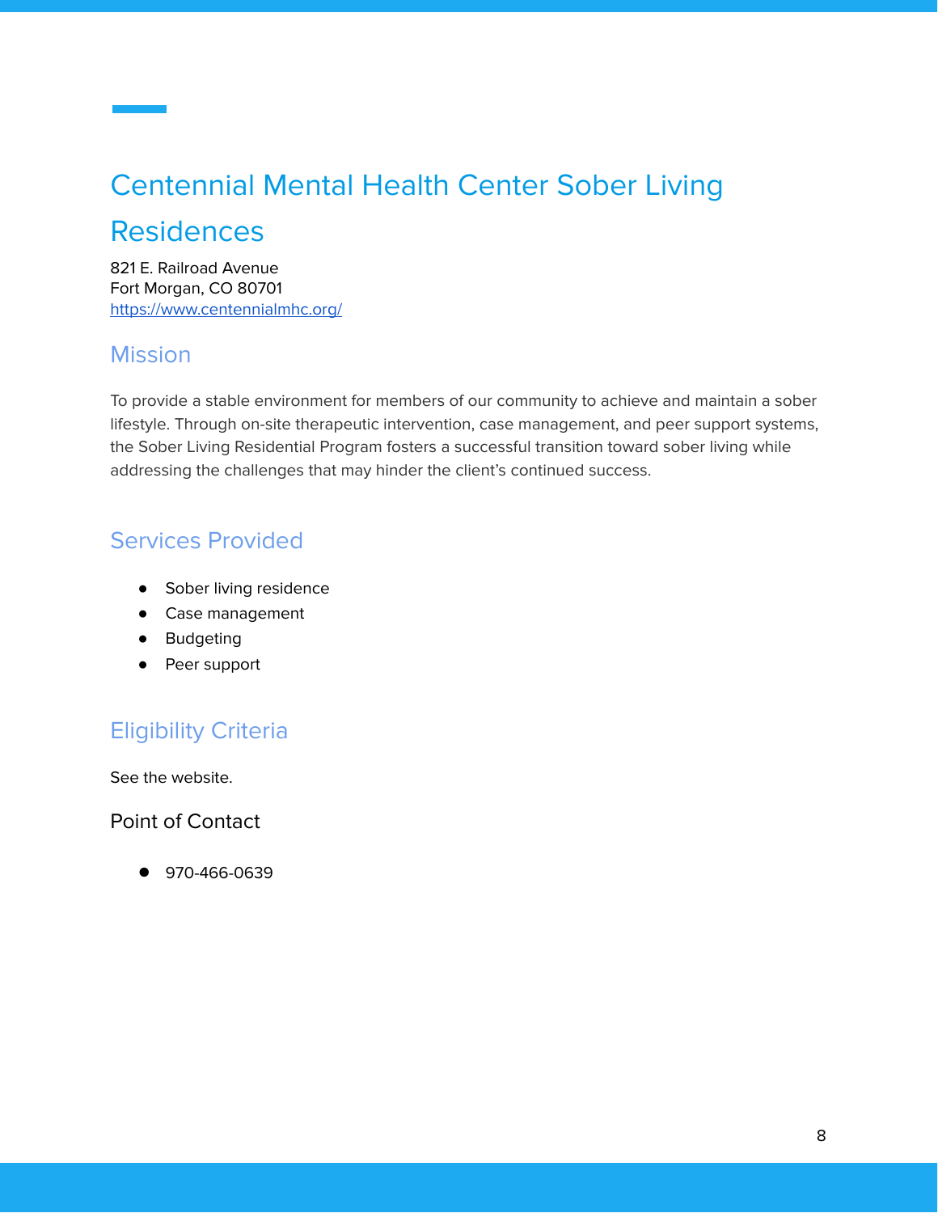# Centennial Mental Health Center Sober Living Residences

821 E. Railroad Avenue
Fort Morgan, CO 80701
https://www.centennialmhc.org/

## Mission

To provide a stable environment for members of our community to achieve and maintain a sober lifestyle. Through on-site therapeutic intervention, case management, and peer support systems, the Sober Living Residential Program fosters a successful transition toward sober living while addressing the challenges that may hinder the client's continued success.

## Services Provided

- Sober living residence
- Case management
- Budgeting
- Peer support

## Eligibility Criteria

See the website.

### Point of Contact

- 970-466-0639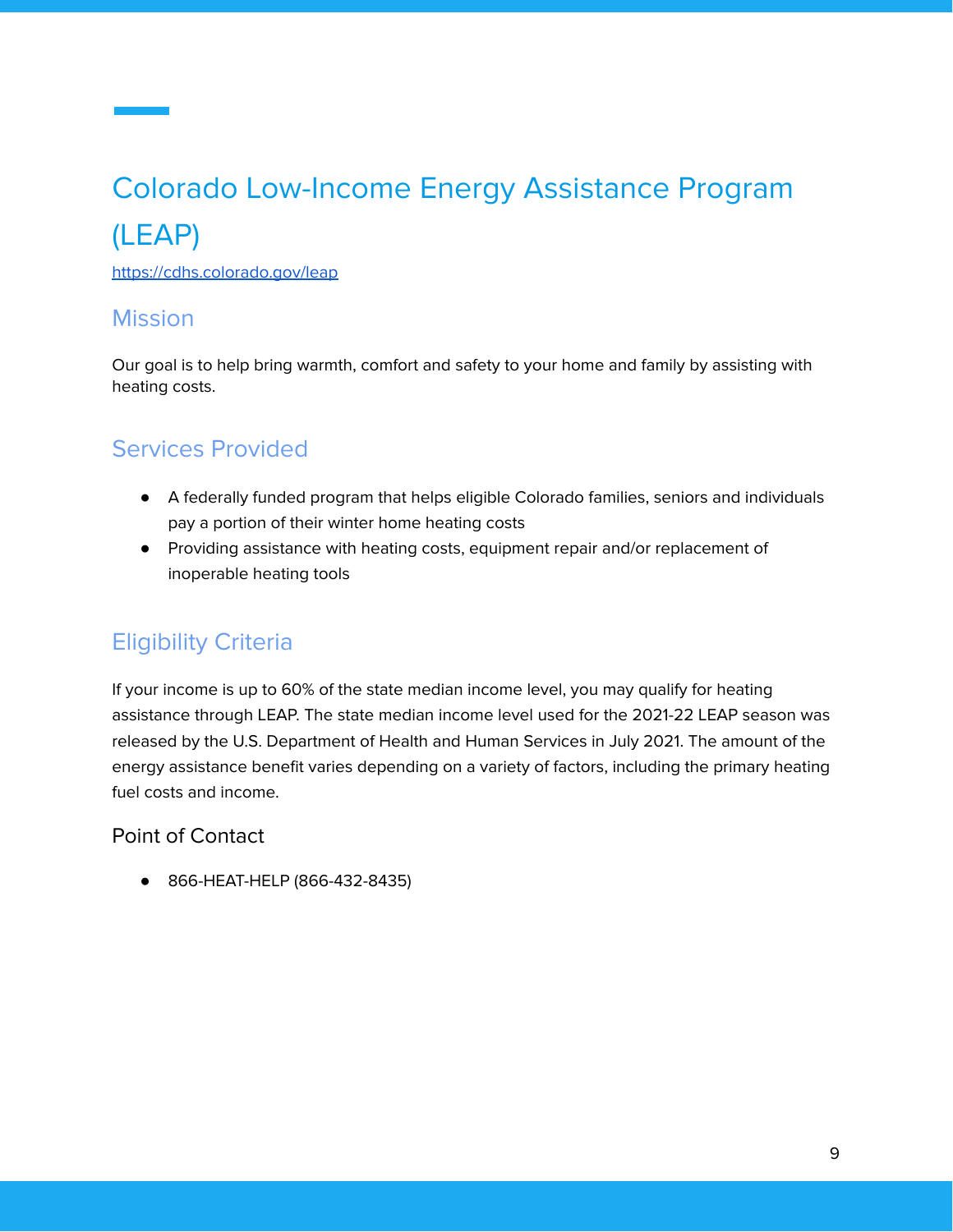# Colorado Low-Income Energy Assistance Program (LEAP)

https://cdhs.colorado.gov/leap

## Mission

Our goal is to help bring warmth, comfort and safety to your home and family by assisting with heating costs.

## Services Provided

- A federally funded program that helps eligible Colorado families, seniors and individuals pay a portion of their winter home heating costs
- Providing assistance with heating costs, equipment repair and/or replacement of inoperable heating tools

## Eligibility Criteria

If your income is up to 60% of the state median income level, you may qualify for heating assistance through LEAP. The state median income level used for the 2021-22 LEAP season was released by the U.S. Department of Health and Human Services in July 2021. The amount of the energy assistance benefit varies depending on a variety of factors, including the primary heating fuel costs and income.

### Point of Contact

- 866-HEAT-HELP (866-432-8435)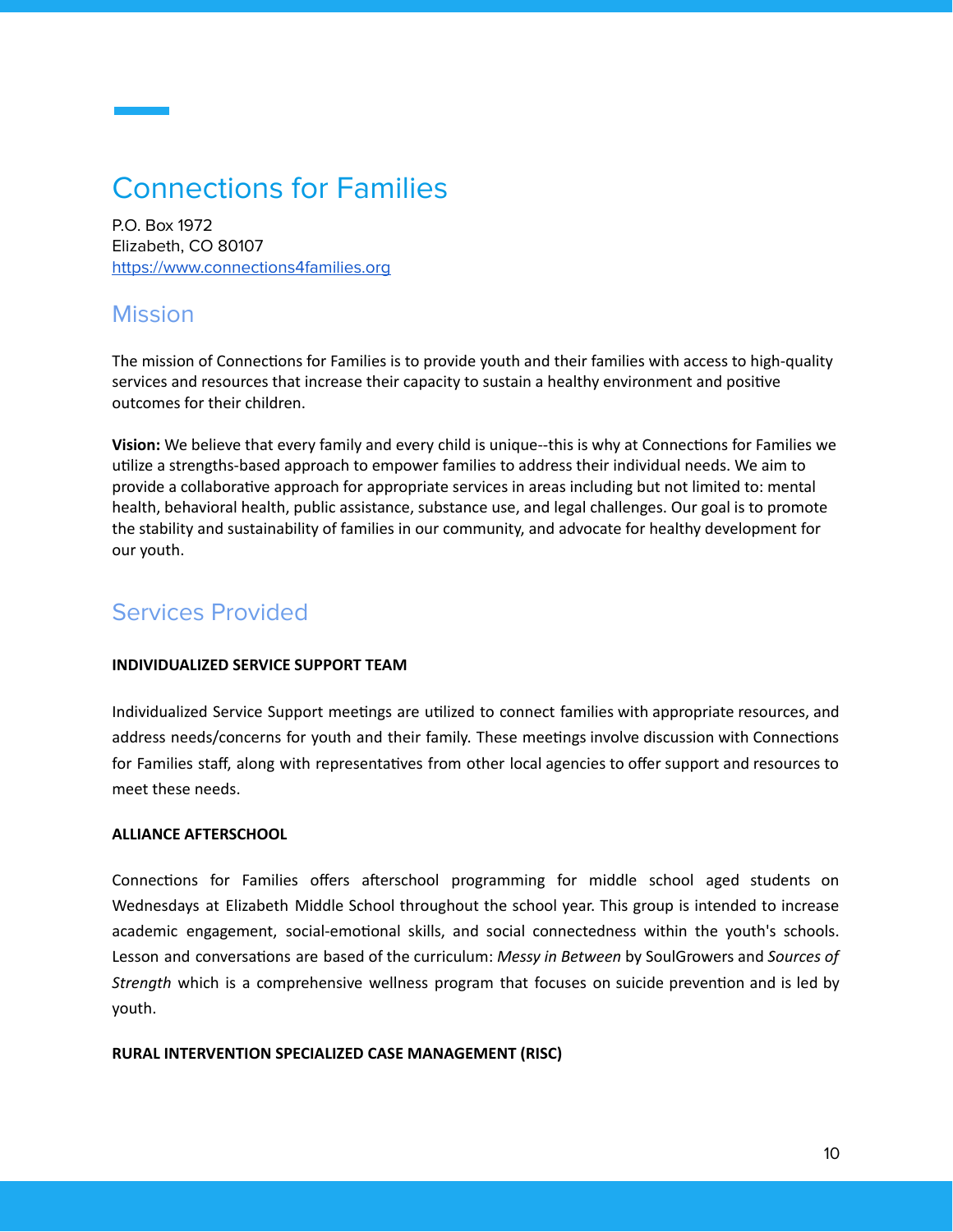# Connections for Families

P.O. Box 1972
Elizabeth, CO 80107
https://www.connections4families.org

## Mission

The mission of Connections for Families is to provide youth and their families with access to high-quality services and resources that increase their capacity to sustain a healthy environment and positive outcomes for their children.

**Vision:** We believe that every family and every child is unique--this is why at Connections for Families we utilize a strengths-based approach to empower families to address their individual needs. We aim to provide a collaborative approach for appropriate services in areas including but not limited to: mental health, behavioral health, public assistance, substance use, and legal challenges. Our goal is to promote the stability and sustainability of families in our community, and advocate for healthy development for our youth.

## Services Provided

**INDIVIDUALIZED SERVICE SUPPORT TEAM**

Individualized Service Support meetings are utilized to connect families with appropriate resources, and address needs/concerns for youth and their family. These meetings involve discussion with Connections for Families staff, along with representatives from other local agencies to offer support and resources to meet these needs.

**ALLIANCE AFTERSCHOOL**

Connections for Families offers afterschool programming for middle school aged students on Wednesdays at Elizabeth Middle School throughout the school year. This group is intended to increase academic engagement, social-emotional skills, and social connectedness within the youth's schools. Lesson and conversations are based of the curriculum: *Messy in Between* by SoulGrowers and *Sources of Strength* which is a comprehensive wellness program that focuses on suicide prevention and is led by youth.

**RURAL INTERVENTION SPECIALIZED CASE MANAGEMENT (RISC)**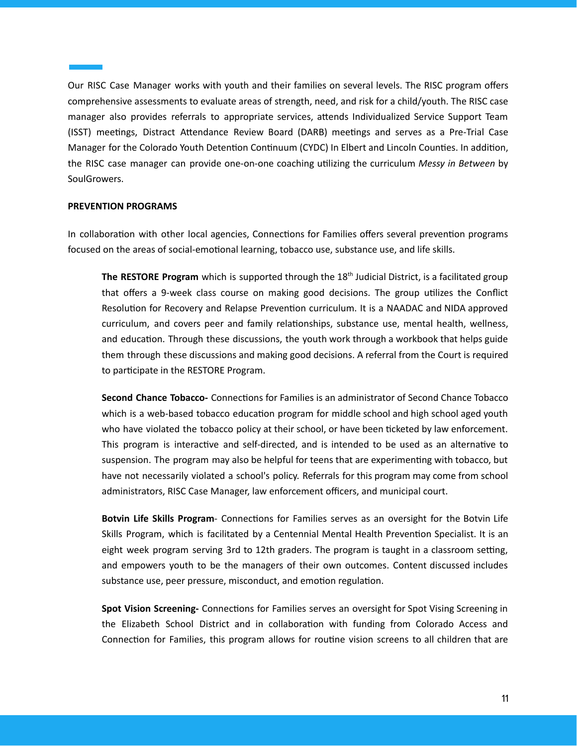Our RISC Case Manager works with youth and their families on several levels. The RISC program offers comprehensive assessments to evaluate areas of strength, need, and risk for a child/youth. The RISC case manager also provides referrals to appropriate services, attends Individualized Service Support Team (ISST) meetings, Distract Attendance Review Board (DARB) meetings and serves as a Pre-Trial Case Manager for the Colorado Youth Detention Continuum (CYDC) In Elbert and Lincoln Counties. In addition, the RISC case manager can provide one-on-one coaching utilizing the curriculum *Messy in Between* by SoulGrowers.

**PREVENTION PROGRAMS**

In collaboration with other local agencies, Connections for Families offers several prevention programs focused on the areas of social-emotional learning, tobacco use, substance use, and life skills.

**The RESTORE Program** which is supported through the 18th Judicial District, is a facilitated group that offers a 9-week class course on making good decisions. The group utilizes the Conflict Resolution for Recovery and Relapse Prevention curriculum. It is a NAADAC and NIDA approved curriculum, and covers peer and family relationships, substance use, mental health, wellness, and education. Through these discussions, the youth work through a workbook that helps guide them through these discussions and making good decisions. A referral from the Court is required to participate in the RESTORE Program.

**Second Chance Tobacco-** Connections for Families is an administrator of Second Chance Tobacco which is a web-based tobacco education program for middle school and high school aged youth who have violated the tobacco policy at their school, or have been ticketed by law enforcement. This program is interactive and self-directed, and is intended to be used as an alternative to suspension. The program may also be helpful for teens that are experimenting with tobacco, but have not necessarily violated a school's policy. Referrals for this program may come from school administrators, RISC Case Manager, law enforcement officers, and municipal court.

**Botvin Life Skills Program**- Connections for Families serves as an oversight for the Botvin Life Skills Program, which is facilitated by a Centennial Mental Health Prevention Specialist. It is an eight week program serving 3rd to 12th graders. The program is taught in a classroom setting, and empowers youth to be the managers of their own outcomes. Content discussed includes substance use, peer pressure, misconduct, and emotion regulation.

**Spot Vision Screening-** Connections for Families serves an oversight for Spot Vising Screening in the Elizabeth School District and in collaboration with funding from Colorado Access and Connection for Families, this program allows for routine vision screens to all children that are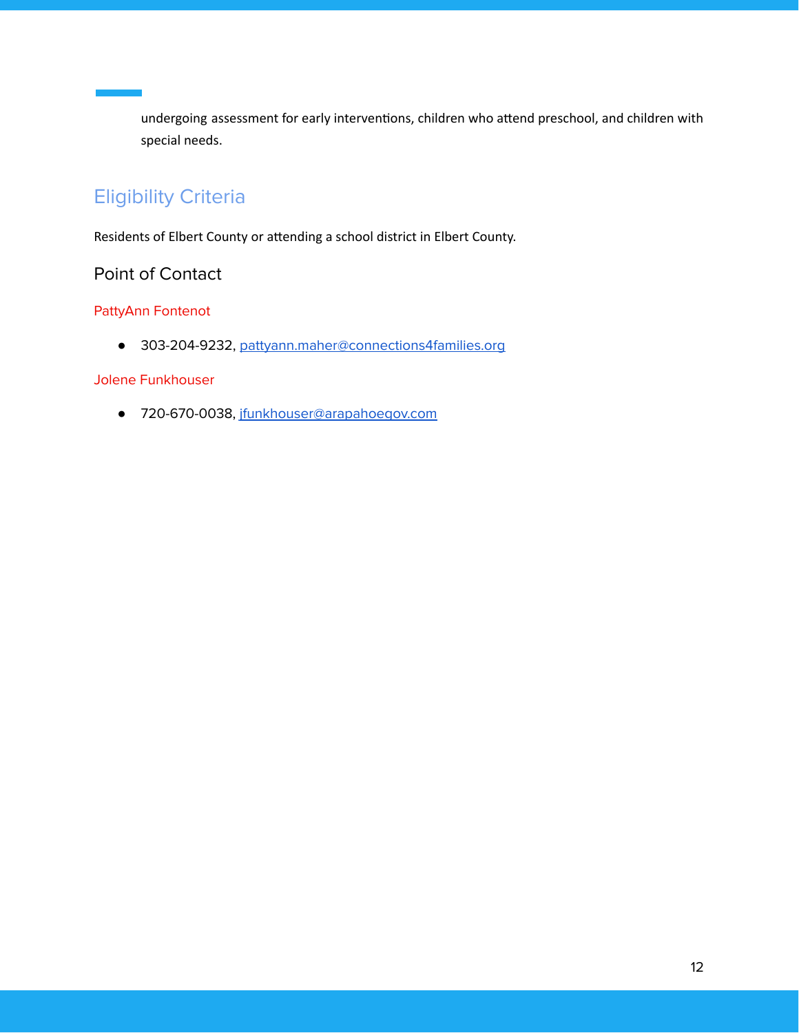undergoing assessment for early interventions, children who attend preschool, and children with special needs.

## Eligibility Criteria

Residents of Elbert County or attending a school district in Elbert County.

### Point of Contact

PattyAnn Fontenot

- 303-204-9232, [pattyann.maher@connections4families.org](mailto:pattyann.maher@connections4families.org)

Jolene Funkhouser

- 720-670-0038, [jfunkhouser@arapahoegov.com](mailto:jfunkhouser@arapahoegov.com)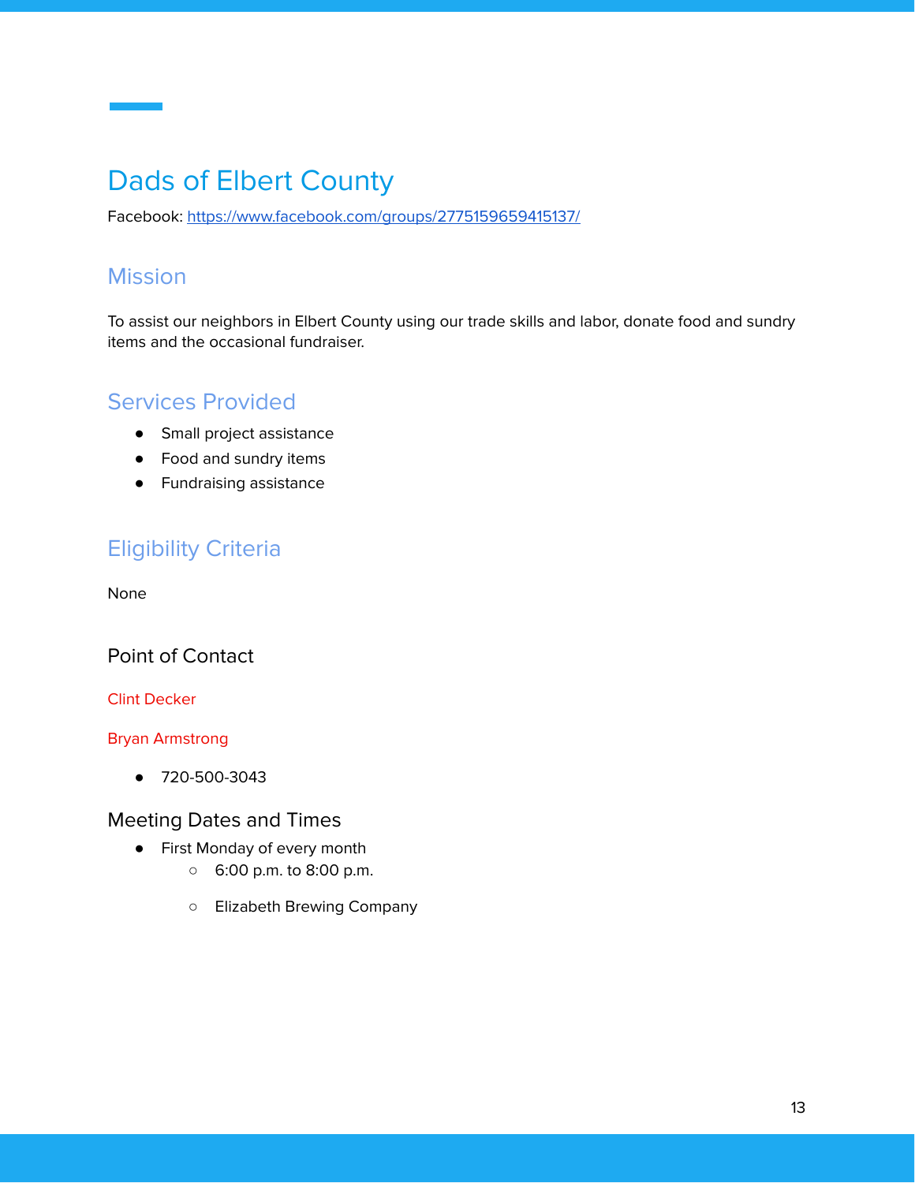# Dads of Elbert County

Facebook: [https://www.facebook.com/groups/2775159659415137/](https://www.facebook.com/groups/2775159659415137/)

## Mission

To assist our neighbors in Elbert County using our trade skills and labor, donate food and sundry items and the occasional fundraiser.

## Services Provided

- Small project assistance
- Food and sundry items
- Fundraising assistance

## Eligibility Criteria

None

### Point of Contact

Clint Decker

Bryan Armstrong

- 720-500-3043

### Meeting Dates and Times

- First Monday of every month
    - 6:00 p.m. to 8:00 p.m.
    - Elizabeth Brewing Company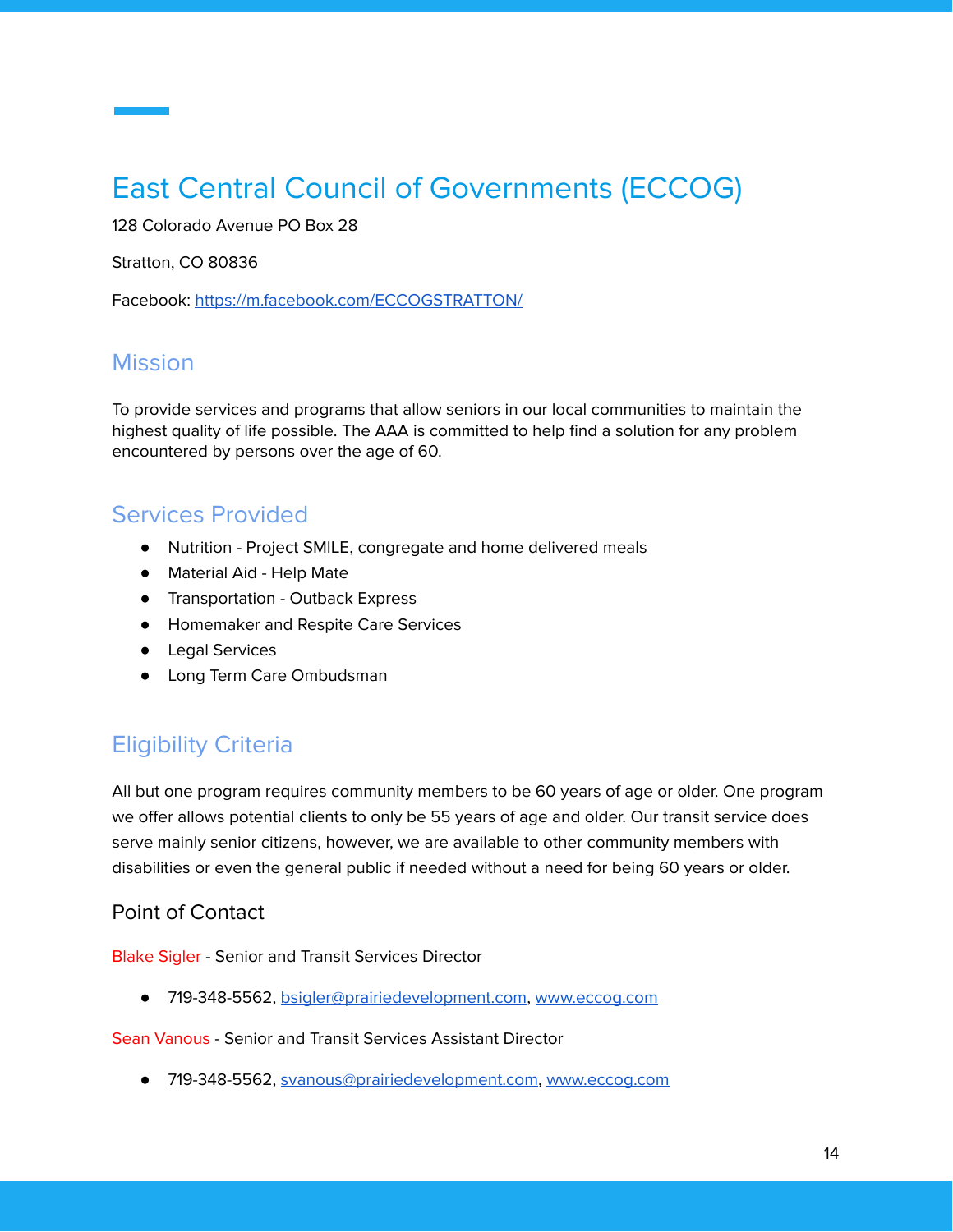# East Central Council of Governments (ECCOG)

128 Colorado Avenue PO Box 28

Stratton, CO 80836

Facebook: [https://m.facebook.com/ECCOGSTRATTON/](https://m.facebook.com/ECCOGSTRATTON/)

## Mission

To provide services and programs that allow seniors in our local communities to maintain the highest quality of life possible. The AAA is committed to help find a solution for any problem encountered by persons over the age of 60.

## Services Provided

- Nutrition - Project SMILE, congregate and home delivered meals
- Material Aid - Help Mate
- Transportation - Outback Express
- Homemaker and Respite Care Services
- Legal Services
- Long Term Care Ombudsman

## Eligibility Criteria

All but one program requires community members to be 60 years of age or older. One program we offer allows potential clients to only be 55 years of age and older. Our transit service does serve mainly senior citizens, however, we are available to other community members with disabilities or even the general public if needed without a need for being 60 years or older.

### Point of Contact

Blake Sigler - Senior and Transit Services Director

- 719-348-5562, [bsigler@prairiedevelopment.com](mailto:bsigler@prairiedevelopment.com), [www.eccog.com](http://www.eccog.com)

Sean Vanous - Senior and Transit Services Assistant Director

- 719-348-5562, [svanous@prairiedevelopment.com](mailto:svanous@prairiedevelopment.com), [www.eccog.com](http://www.eccog.com)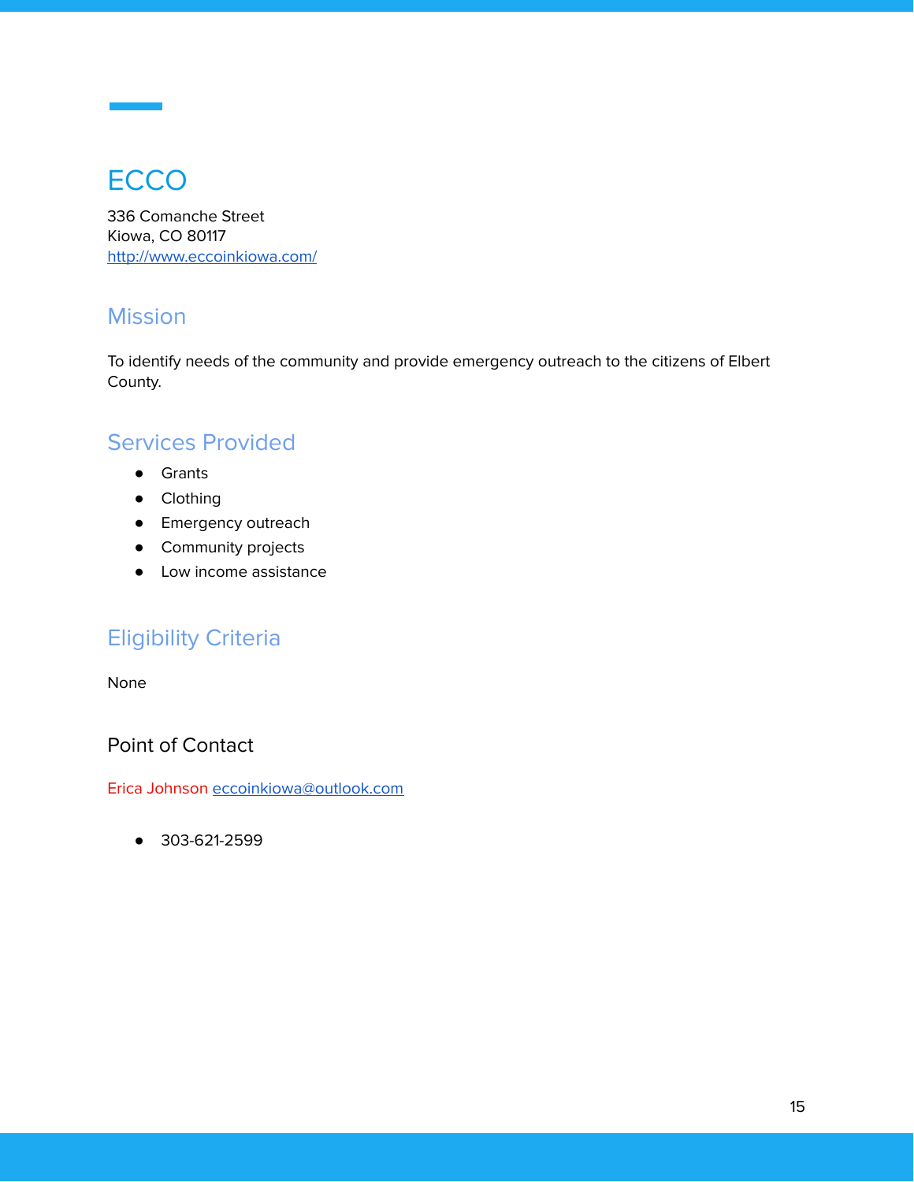# ECCO

336 Comanche Street
Kiowa, CO 80117
http://www.eccoinkiowa.com/

## Mission

To identify needs of the community and provide emergency outreach to the citizens of Elbert County.

## Services Provided

- Grants
- Clothing
- Emergency outreach
- Community projects
- Low income assistance

## Eligibility Criteria

None

### Point of Contact

Erica Johnson eccoinkiowa@outlook.com

- 303-621-2599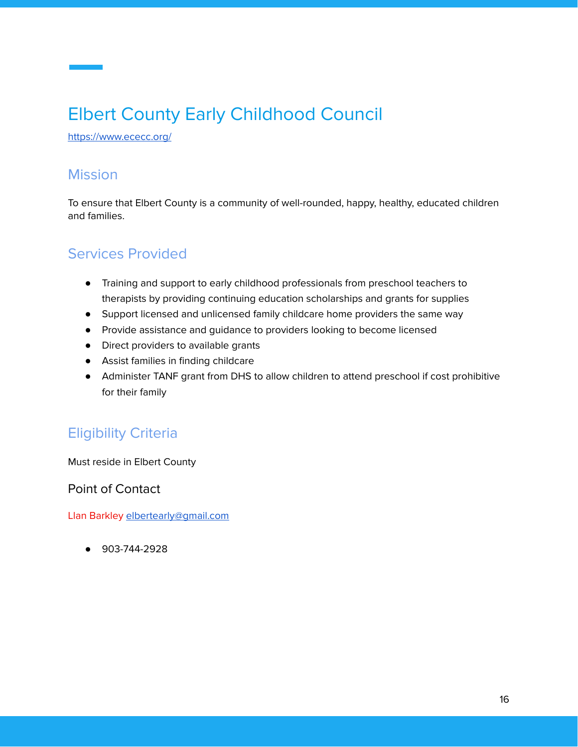# Elbert County Early Childhood Council

https://www.ececc.org/

## Mission

To ensure that Elbert County is a community of well-rounded, happy, healthy, educated children and families.

## Services Provided

- Training and support to early childhood professionals from preschool teachers to therapists by providing continuing education scholarships and grants for supplies
- Support licensed and unlicensed family childcare home providers the same way
- Provide assistance and guidance to providers looking to become licensed
- Direct providers to available grants
- Assist families in finding childcare
- Administer TANF grant from DHS to allow children to attend preschool if cost prohibitive for their family

## Eligibility Criteria

Must reside in Elbert County

### Point of Contact

Llan Barkley elbertearly@gmail.com

- 903-744-2928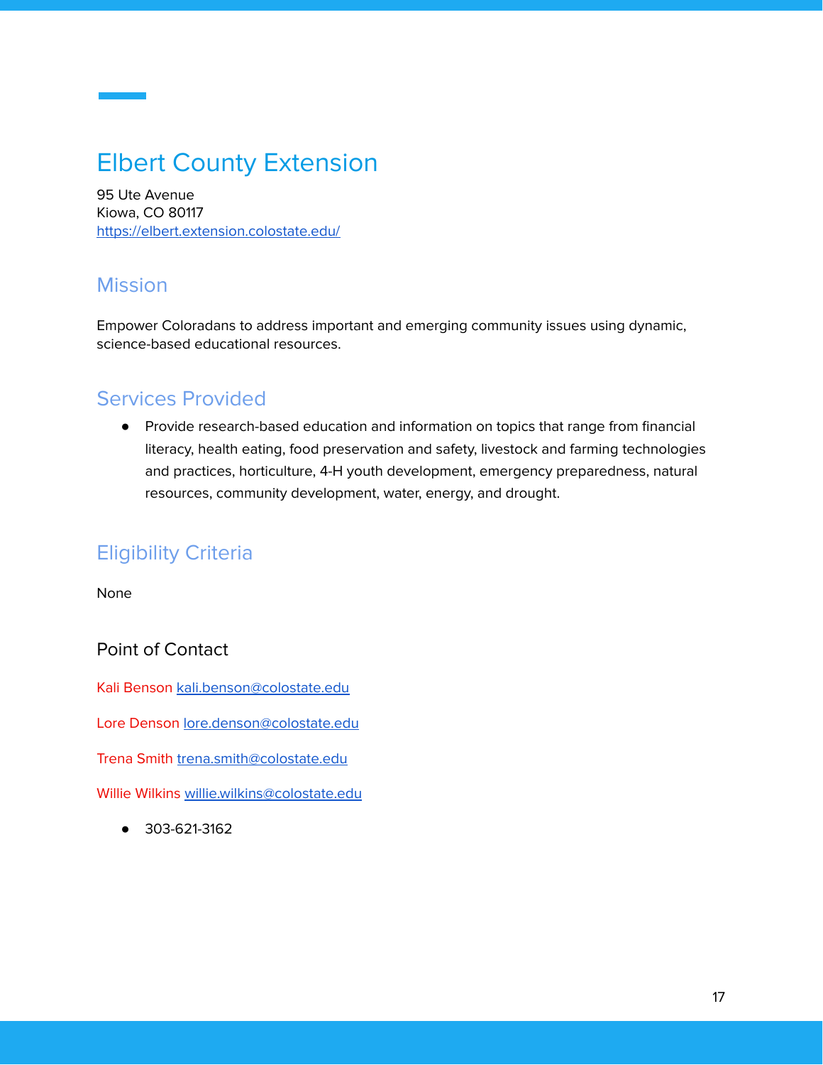# Elbert County Extension

95 Ute Avenue
Kiowa, CO 80117
https://elbert.extension.colostate.edu/

## Mission

Empower Coloradans to address important and emerging community issues using dynamic, science-based educational resources.

## Services Provided

- Provide research-based education and information on topics that range from financial literacy, health eating, food preservation and safety, livestock and farming technologies and practices, horticulture, 4-H youth development, emergency preparedness, natural resources, community development, water, energy, and drought.

## Eligibility Criteria

None

### Point of Contact

Kali Benson kali.benson@colostate.edu

Lore Denson lore.denson@colostate.edu

Trena Smith trena.smith@colostate.edu

Willie Wilkins willie.wilkins@colostate.edu

- 303-621-3162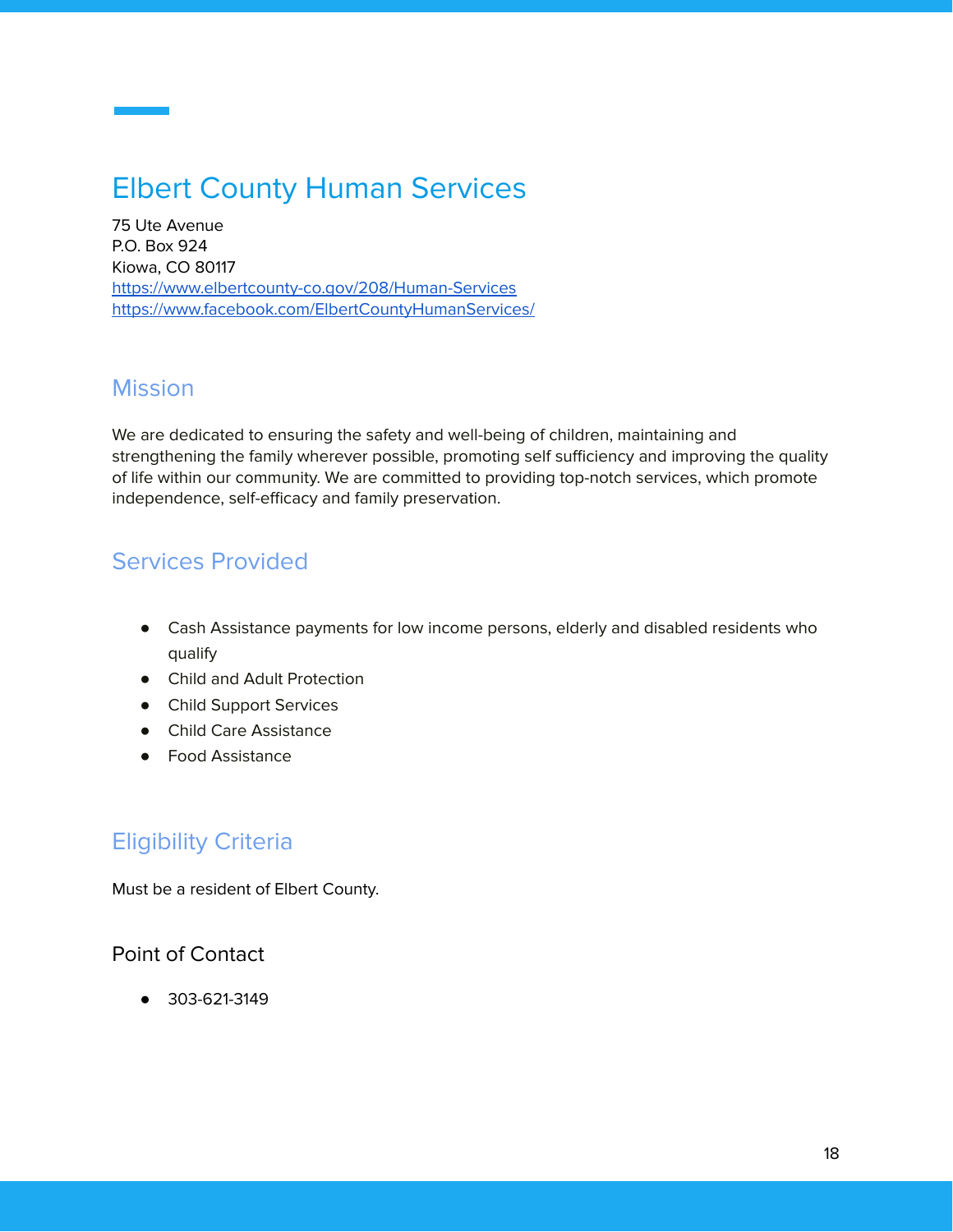# Elbert County Human Services

75 Ute Avenue
P.O. Box 924
Kiowa, CO 80117
https://www.elbertcounty-co.gov/208/Human-Services
https://www.facebook.com/ElbertCountyHumanServices/

## Mission

We are dedicated to ensuring the safety and well-being of children, maintaining and strengthening the family wherever possible, promoting self sufficiency and improving the quality of life within our community. We are committed to providing top-notch services, which promote independence, self-efficacy and family preservation.

## Services Provided

- Cash Assistance payments for low income persons, elderly and disabled residents who qualify
- Child and Adult Protection
- Child Support Services
- Child Care Assistance
- Food Assistance

## Eligibility Criteria

Must be a resident of Elbert County.

### Point of Contact

- 303-621-3149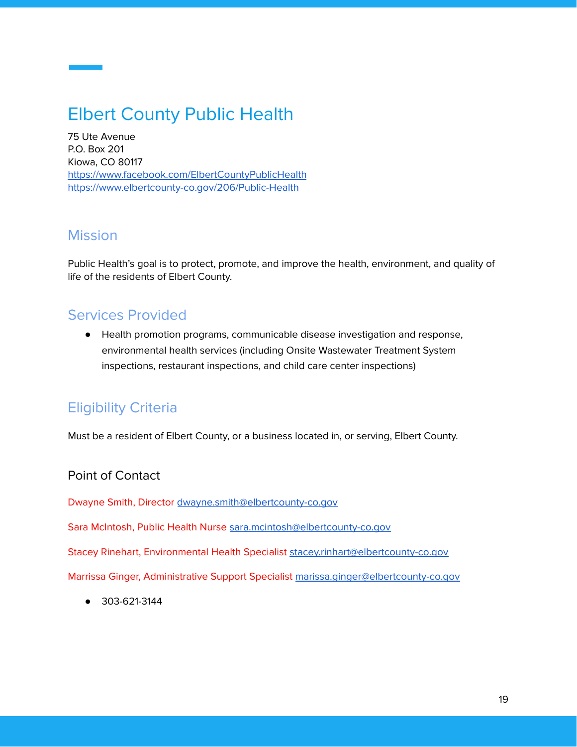# Elbert County Public Health

75 Ute Avenue
P.O. Box 201
Kiowa, CO 80117
https://www.facebook.com/ElbertCountyPublicHealth
https://www.elbertcounty-co.gov/206/Public-Health

## Mission

Public Health's goal is to protect, promote, and improve the health, environment, and quality of life of the residents of Elbert County.

## Services Provided

- Health promotion programs, communicable disease investigation and response, environmental health services (including Onsite Wastewater Treatment System inspections, restaurant inspections, and child care center inspections)

## Eligibility Criteria

Must be a resident of Elbert County, or a business located in, or serving, Elbert County.

### Point of Contact

Dwayne Smith, Director dwayne.smith@elbertcounty-co.gov

Sara McIntosh, Public Health Nurse sara.mcintosh@elbertcounty-co.gov

Stacey Rinehart, Environmental Health Specialist stacey.rinhart@elbertcounty-co.gov

Marrissa Ginger, Administrative Support Specialist marissa.ginger@elbertcounty-co.gov

- 303-621-3144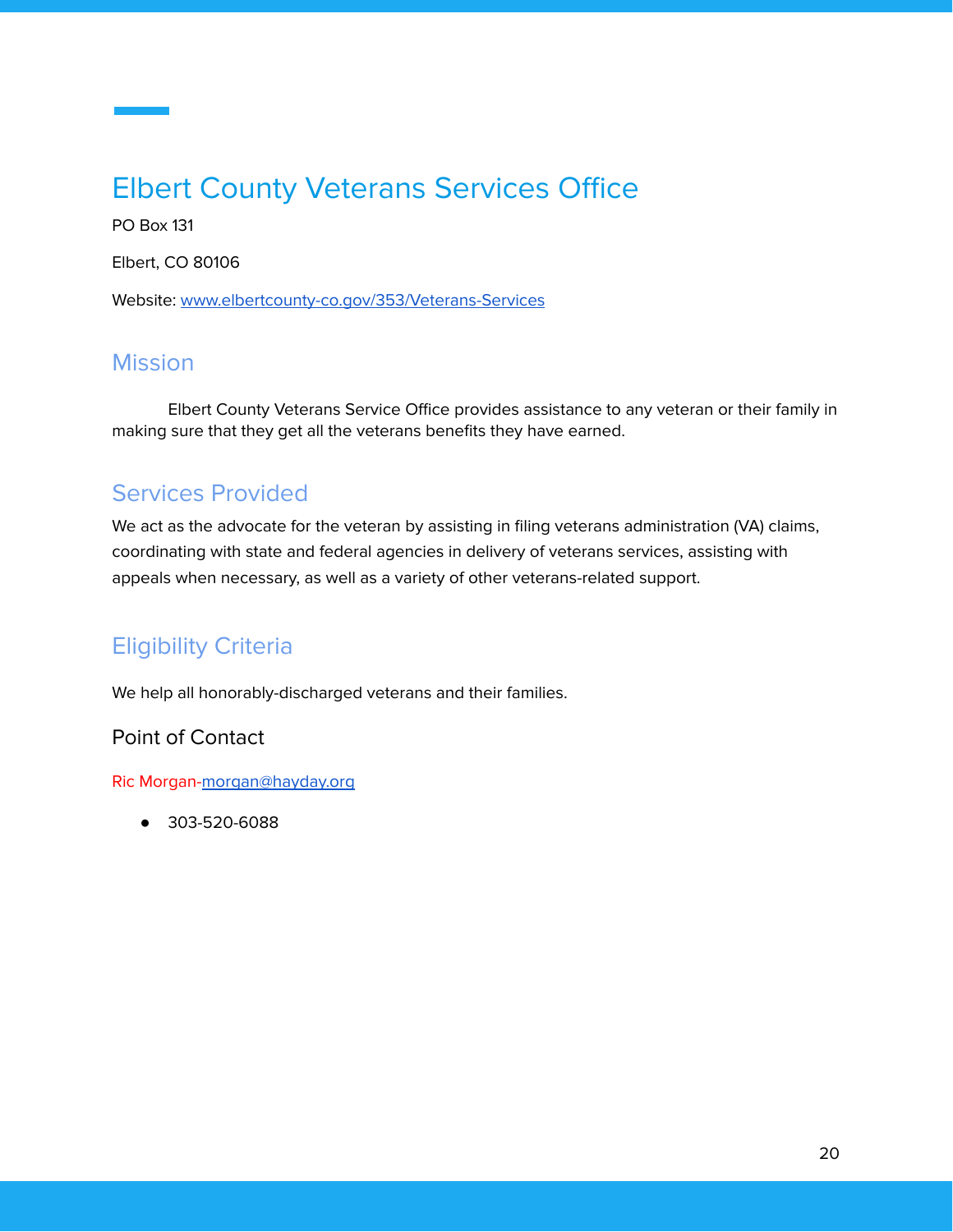# Elbert County Veterans Services Office

PO Box 131

Elbert, CO 80106

Website: [www.elbertcounty-co.gov/353/Veterans-Services](www.elbertcounty-co.gov/353/Veterans-Services)

## Mission

Elbert County Veterans Service Office provides assistance to any veteran or their family in making sure that they get all the veterans benefits they have earned.

## Services Provided

We act as the advocate for the veteran by assisting in filing veterans administration (VA) claims, coordinating with state and federal agencies in delivery of veterans services, assisting with appeals when necessary, as well as a variety of other veterans-related support.

## Eligibility Criteria

We help all honorably-discharged veterans and their families.

### Point of Contact

Ric Morgan-[morgan@hayday.org](mailto:morgan@hayday.org)

- 303-520-6088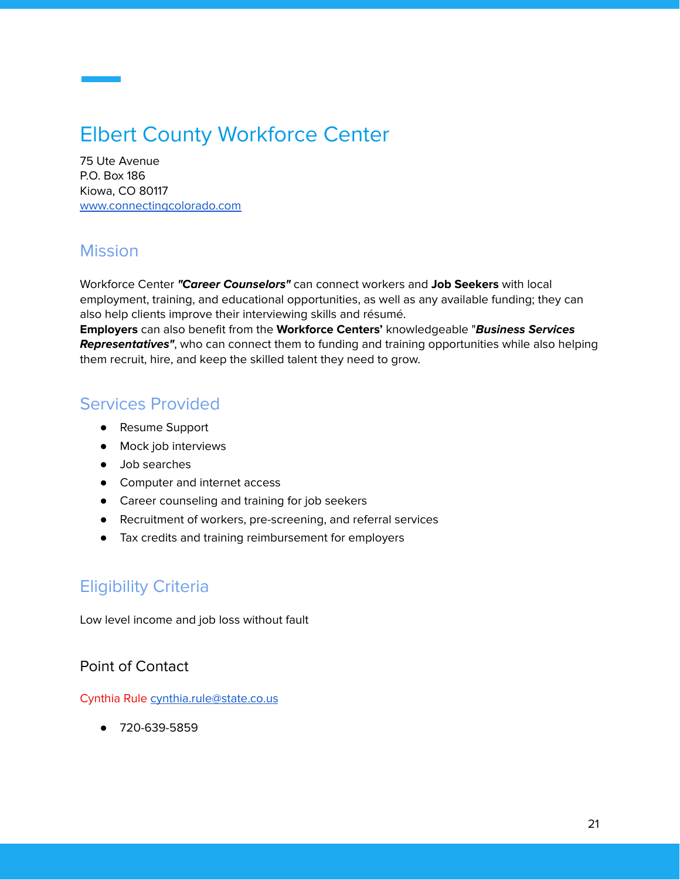# Elbert County Workforce Center

75 Ute Avenue
P.O. Box 186
Kiowa, CO 80117
www.connectingcolorado.com

## Mission

Workforce Center ***"Career Counselors"*** can connect workers and **Job Seekers** with local employment, training, and educational opportunities, as well as any available funding; they can also help clients improve their interviewing skills and résumé.
**Employers** can also benefit from the **Workforce Centers'** knowledgeable "***Business Services Representatives"***, who can connect them to funding and training opportunities while also helping them recruit, hire, and keep the skilled talent they need to grow.

## Services Provided

- Resume Support
- Mock job interviews
- Job searches
- Computer and internet access
- Career counseling and training for job seekers
- Recruitment of workers, pre-screening, and referral services
- Tax credits and training reimbursement for employers

## Eligibility Criteria

Low level income and job loss without fault

### Point of Contact

Cynthia Rule cynthia.rule@state.co.us

- 720-639-5859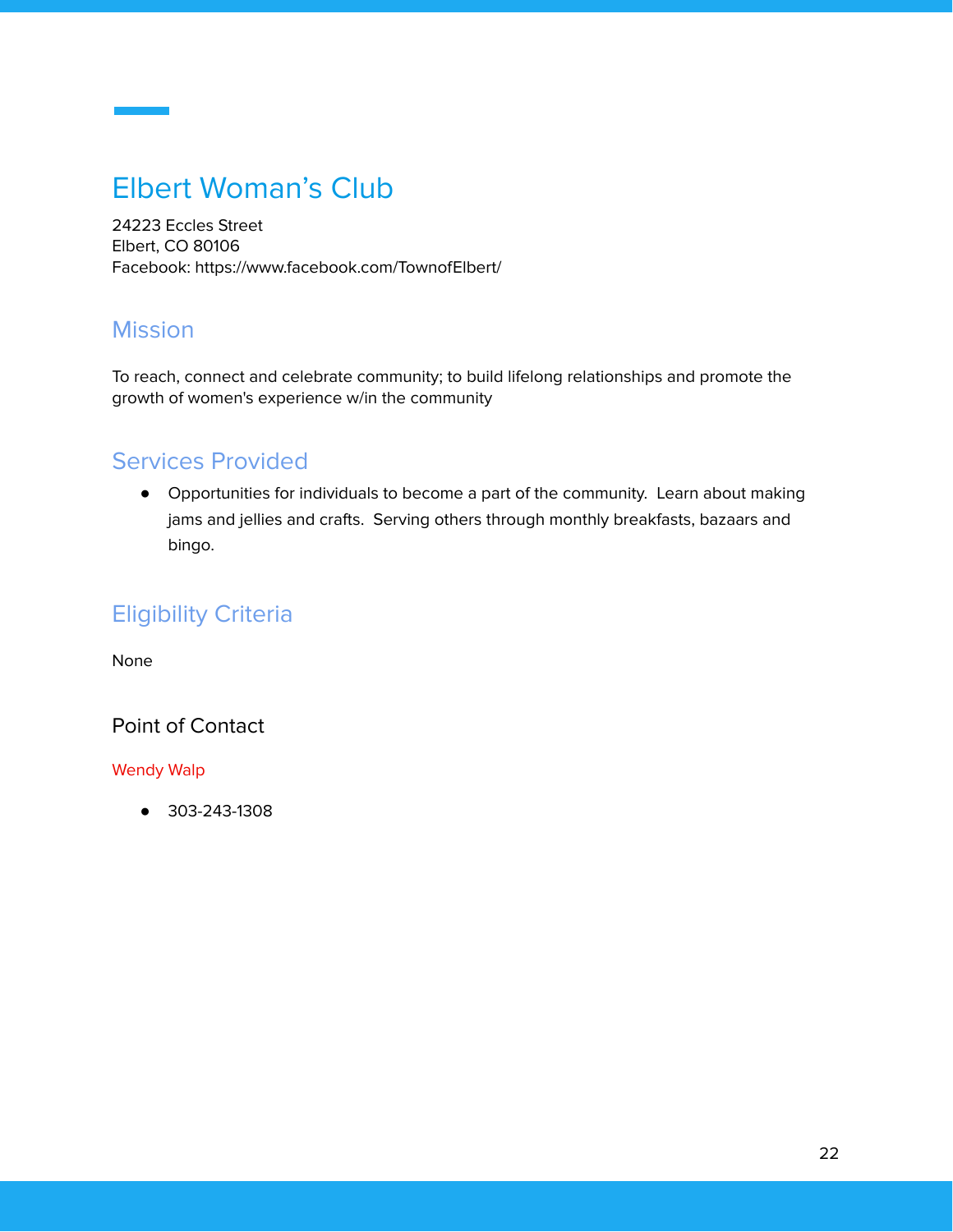# Elbert Woman's Club

24223 Eccles Street
Elbert, CO 80106
Facebook: https://www.facebook.com/TownofElbert/

## Mission

To reach, connect and celebrate community; to build lifelong relationships and promote the growth of women's experience w/in the community

## Services Provided

- Opportunities for individuals to become a part of the community. Learn about making jams and jellies and crafts. Serving others through monthly breakfasts, bazaars and bingo.

## Eligibility Criteria

None

### Point of Contact

Wendy Walp

- 303-243-1308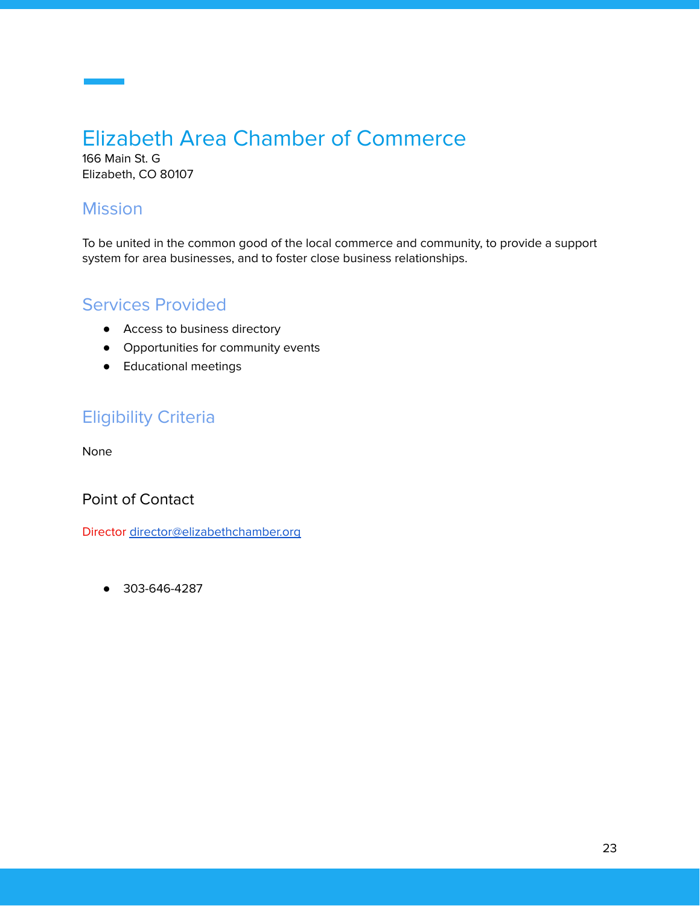# Elizabeth Area Chamber of Commerce

166 Main St. G
Elizabeth, CO 80107

## Mission

To be united in the common good of the local commerce and community, to provide a support system for area businesses, and to foster close business relationships.

## Services Provided

- Access to business directory
- Opportunities for community events
- Educational meetings

## Eligibility Criteria

None

### Point of Contact

Director director@elizabethchamber.org

- 303-646-4287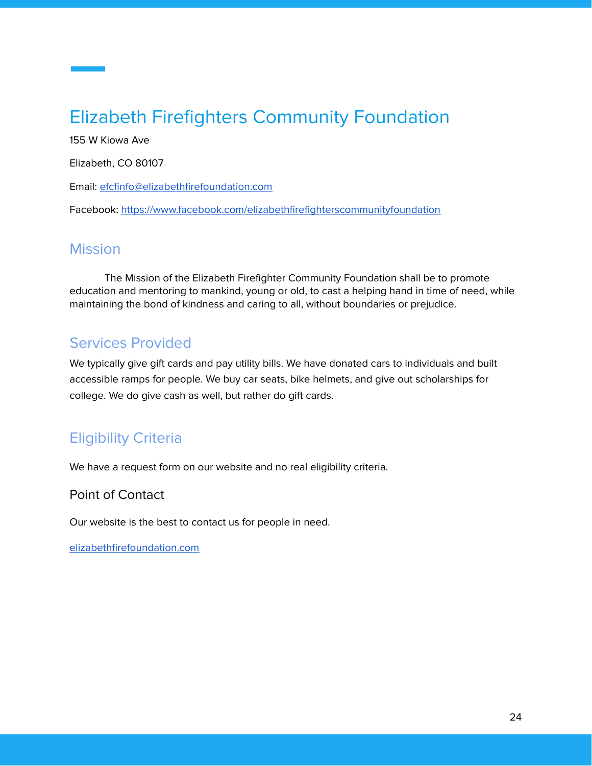# Elizabeth Firefighters Community Foundation

155 W Kiowa Ave

Elizabeth, CO 80107

Email: efcfinfo@elizabethfirefoundation.com

Facebook: https://www.facebook.com/elizabethfirefighterscommunityfoundation

## Mission

The Mission of the Elizabeth Firefighter Community Foundation shall be to promote education and mentoring to mankind, young or old, to cast a helping hand in time of need, while maintaining the bond of kindness and caring to all, without boundaries or prejudice.

## Services Provided

We typically give gift cards and pay utility bills. We have donated cars to individuals and built accessible ramps for people. We buy car seats, bike helmets, and give out scholarships for college. We do give cash as well, but rather do gift cards.

## Eligibility Criteria

We have a request form on our website and no real eligibility criteria.

### Point of Contact

Our website is the best to contact us for people in need.

elizabethfirefoundation.com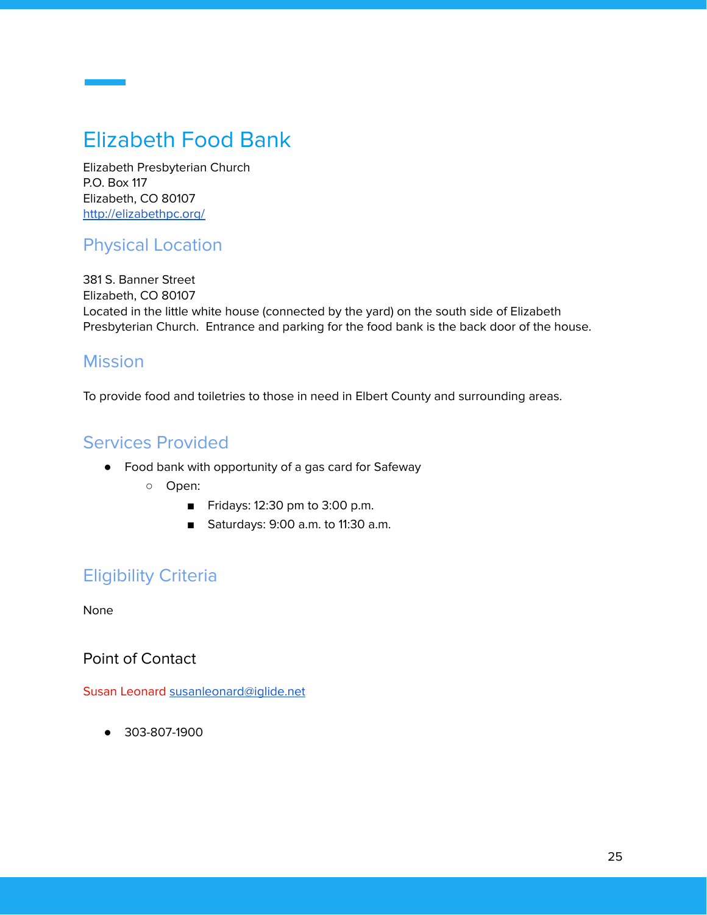# Elizabeth Food Bank

Elizabeth Presbyterian Church
P.O. Box 117
Elizabeth, CO 80107
http://elizabethpc.org/

## Physical Location

381 S. Banner Street
Elizabeth, CO 80107
Located in the little white house (connected by the yard) on the south side of Elizabeth Presbyterian Church. Entrance and parking for the food bank is the back door of the house.

## Mission

To provide food and toiletries to those in need in Elbert County and surrounding areas.

## Services Provided

- Food bank with opportunity of a gas card for Safeway
    - Open:
        - Fridays: 12:30 pm to 3:00 p.m.
        - Saturdays: 9:00 a.m. to 11:30 a.m.

## Eligibility Criteria

None

### Point of Contact

Susan Leonard susanleonard@iglide.net

- 303-807-1900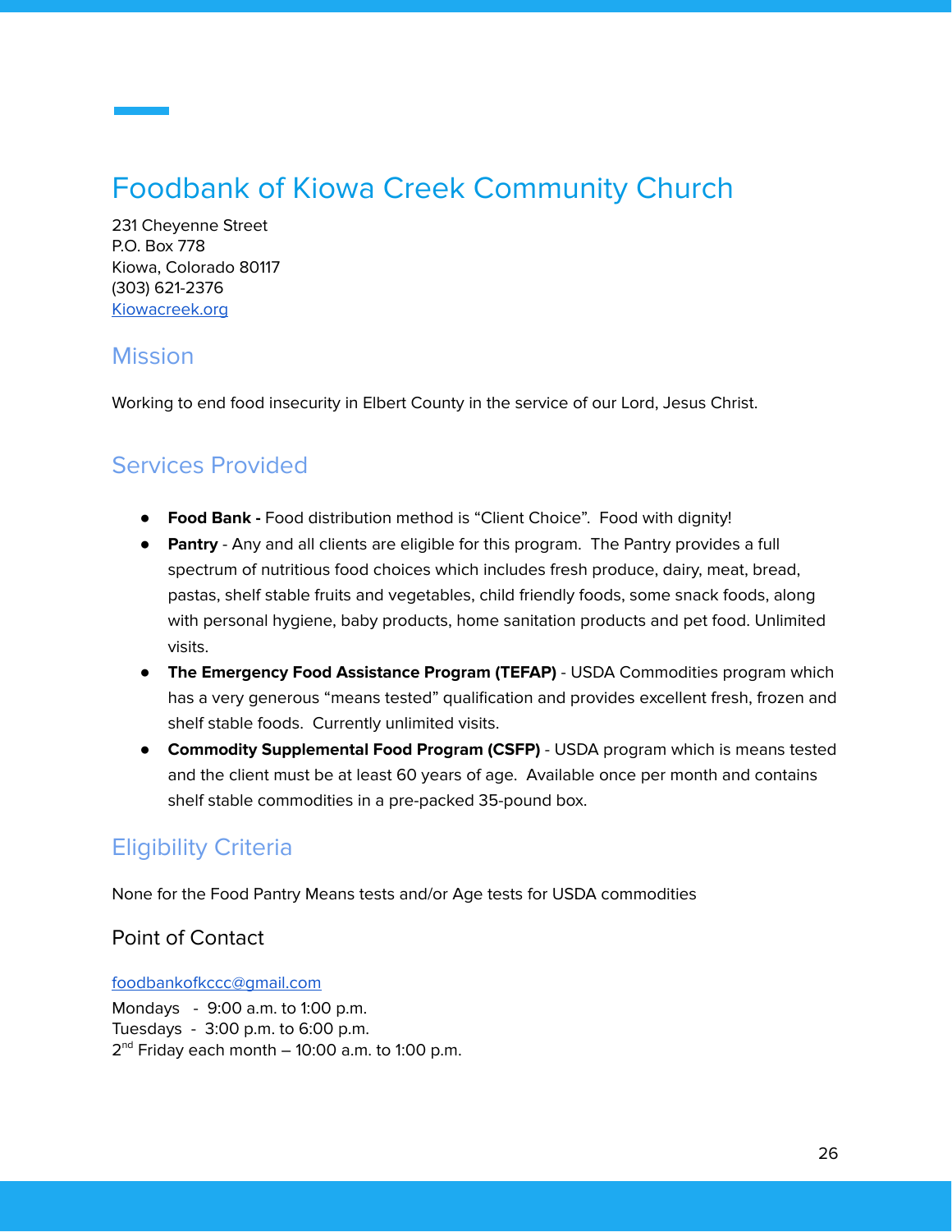# Foodbank of Kiowa Creek Community Church

231 Cheyenne Street
P.O. Box 778
Kiowa, Colorado 80117
(303) 621-2376
[Kiowacreek.org](Kiowacreek.org)

## Mission

Working to end food insecurity in Elbert County in the service of our Lord, Jesus Christ.

## Services Provided

- **Food Bank -** Food distribution method is "Client Choice". Food with dignity!
- **Pantry** - Any and all clients are eligible for this program. The Pantry provides a full spectrum of nutritious food choices which includes fresh produce, dairy, meat, bread, pastas, shelf stable fruits and vegetables, child friendly foods, some snack foods, along with personal hygiene, baby products, home sanitation products and pet food. Unlimited visits.
- **The Emergency Food Assistance Program (TEFAP)** - USDA Commodities program which has a very generous "means tested" qualification and provides excellent fresh, frozen and shelf stable foods. Currently unlimited visits.
- **Commodity Supplemental Food Program (CSFP)** - USDA program which is means tested and the client must be at least 60 years of age. Available once per month and contains shelf stable commodities in a pre-packed 35-pound box.

## Eligibility Criteria

None for the Food Pantry Means tests and/or Age tests for USDA commodities

### Point of Contact

[foodbankofkccc@gmail.com](mailto:foodbankofkccc@gmail.com)
Mondays - 9:00 a.m. to 1:00 p.m.
Tuesdays - 3:00 p.m. to 6:00 p.m.
2nd Friday each month – 10:00 a.m. to 1:00 p.m.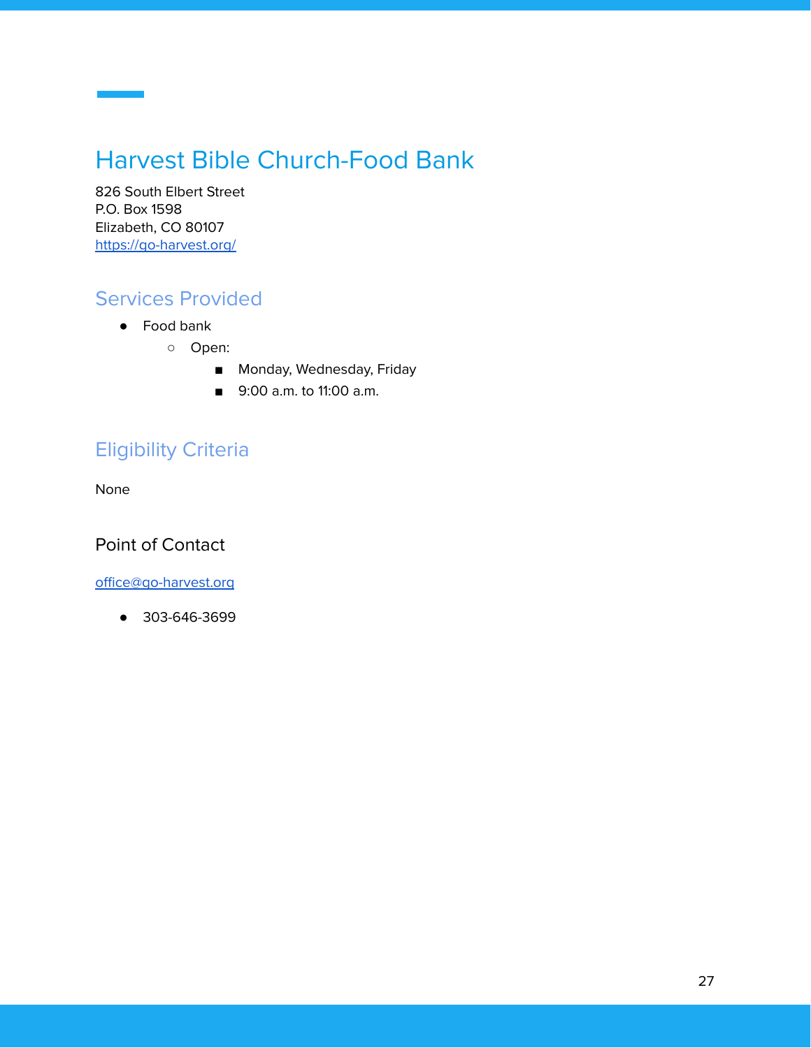# Harvest Bible Church-Food Bank

826 South Elbert Street
P.O. Box 1598
Elizabeth, CO 80107
[https://go-harvest.org/](https://go-harvest.org/)

## Services Provided

- Food bank
  - Open:
    - Monday, Wednesday, Friday
    - 9:00 a.m. to 11:00 a.m.

## Eligibility Criteria

None

## Point of Contact

[office@go-harvest.org](mailto:office@go-harvest.org)

- 303-646-3699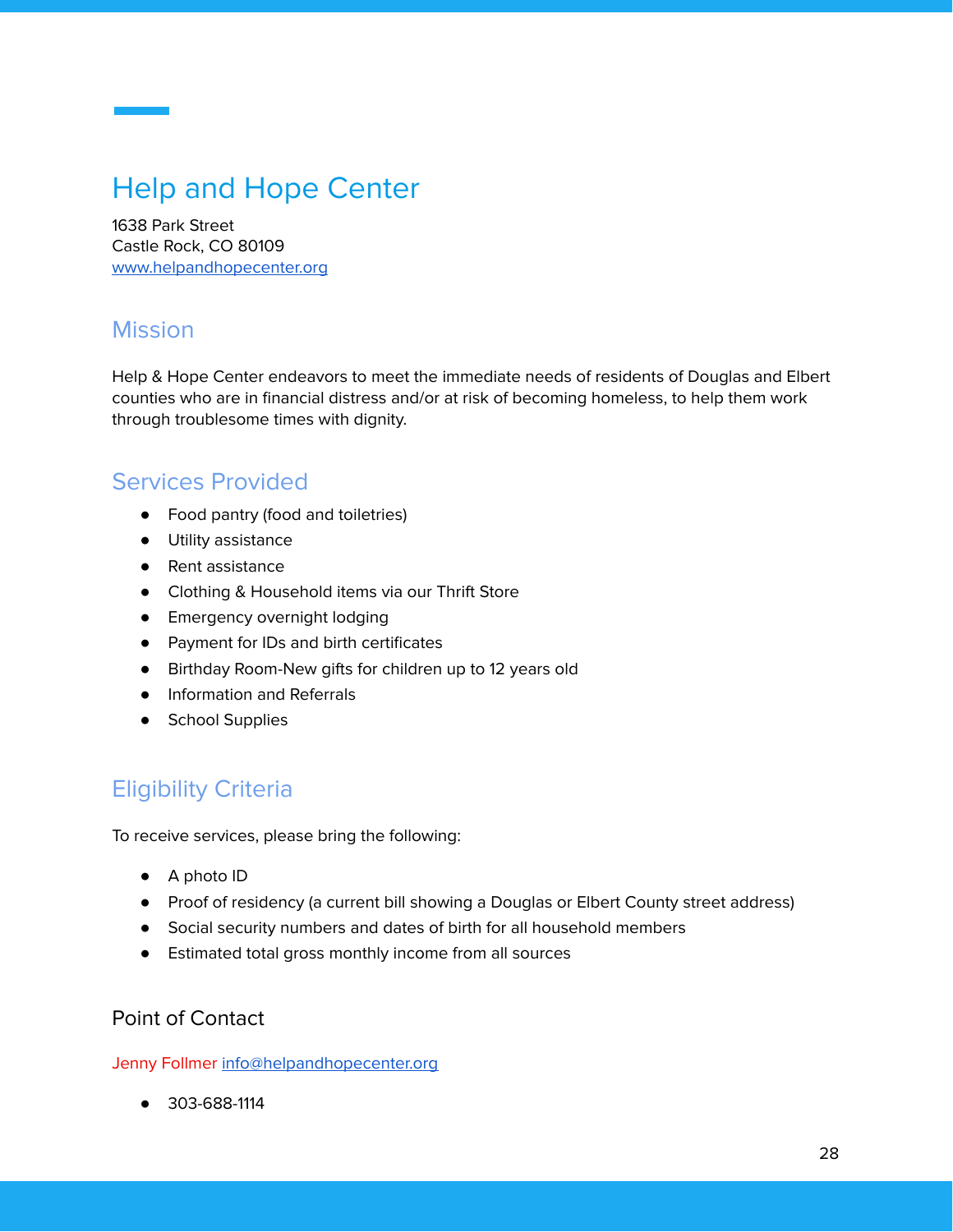# Help and Hope Center

1638 Park Street
Castle Rock, CO 80109
www.helpandhopecenter.org

## Mission

Help & Hope Center endeavors to meet the immediate needs of residents of Douglas and Elbert counties who are in financial distress and/or at risk of becoming homeless, to help them work through troublesome times with dignity.

## Services Provided

- Food pantry (food and toiletries)
- Utility assistance
- Rent assistance
- Clothing & Household items via our Thrift Store
- Emergency overnight lodging
- Payment for IDs and birth certificates
- Birthday Room-New gifts for children up to 12 years old
- Information and Referrals
- School Supplies

## Eligibility Criteria

To receive services, please bring the following:

- A photo ID
- Proof of residency (a current bill showing a Douglas or Elbert County street address)
- Social security numbers and dates of birth for all household members
- Estimated total gross monthly income from all sources

### Point of Contact

Jenny Follmer info@helpandhopecenter.org

- 303-688-1114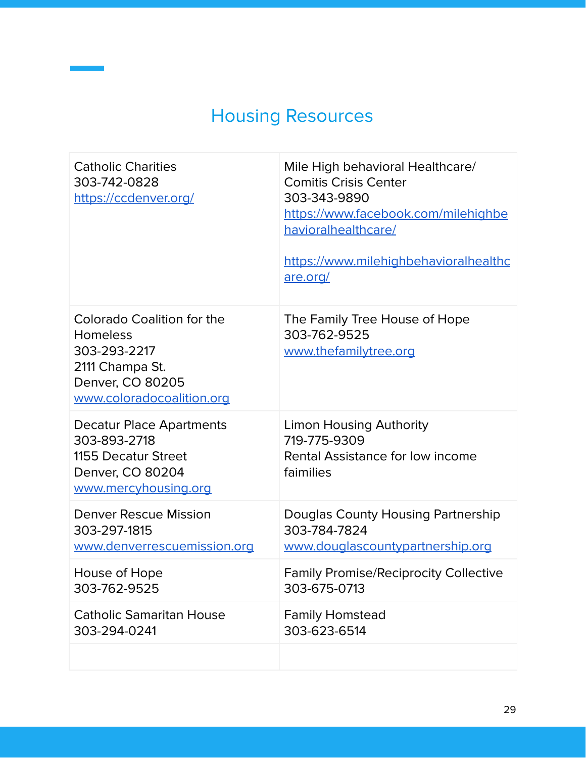# Housing Resources

| | |
|---|---|
| Catholic Charities<br>303-742-0828<br>https://ccdenver.org/ | Mile High behavioral Healthcare/ Comitis Crisis Center<br>303-343-9890<br>https://www.facebook.com/milehighbehavioralhealthcare/<br><br>https://www.milehighbehavioralhealthcare.org/ |
| Colorado Coalition for the Homeless<br>303-293-2217<br>2111 Champa St.<br>Denver, CO 80205<br>www.coloradocoalition.org | The Family Tree House of Hope<br>303-762-9525<br>www.thefamilytree.org |
| Decatur Place Apartments<br>303-893-2718<br>1155 Decatur Street<br>Denver, CO 80204<br>www.mercyhousing.org | Limon Housing Authority<br>719-775-9309<br>Rental Assistance for low income faimilies |
| Denver Rescue Mission<br>303-297-1815<br>www.denverrescuemission.org | Douglas County Housing Partnership<br>303-784-7824<br>www.douglascountypartnership.org |
| House of Hope<br>303-762-9525 | Family Promise/Reciprocity Collective<br>303-675-0713 |
| Catholic Samaritan House<br>303-294-0241 | Family Homstead<br>303-623-6514 |
| | |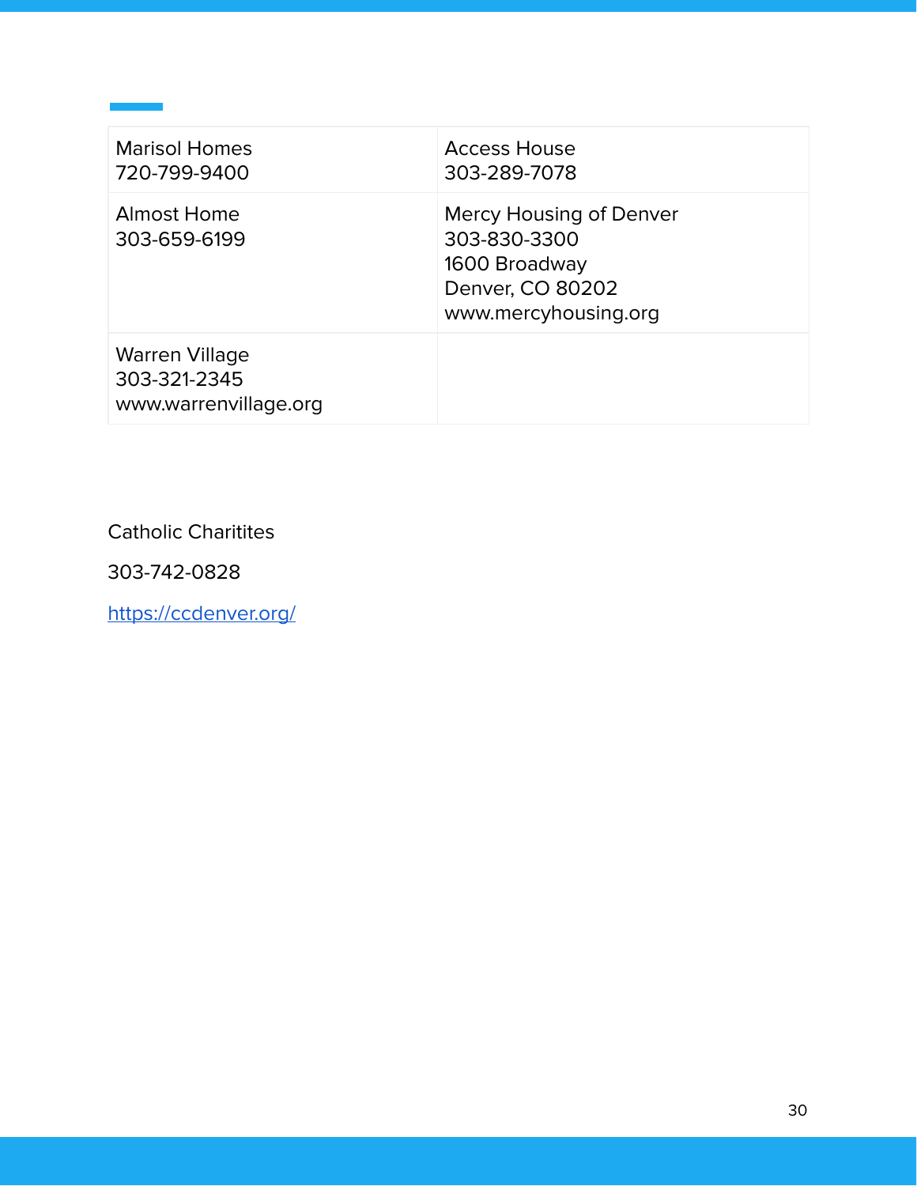| Marisol Homes<br>720-799-9400 | Access House<br>303-289-7078 |
|---|---|
| Almost Home<br>303-659-6199 | Mercy Housing of Denver<br>303-830-3300<br>1600 Broadway<br>Denver, CO 80202<br>www.mercyhousing.org |
| Warren Village<br>303-321-2345<br>www.warrenvillage.org | |

Catholic Charitites

303-742-0828

[https://ccdenver.org/](https://ccdenver.org/)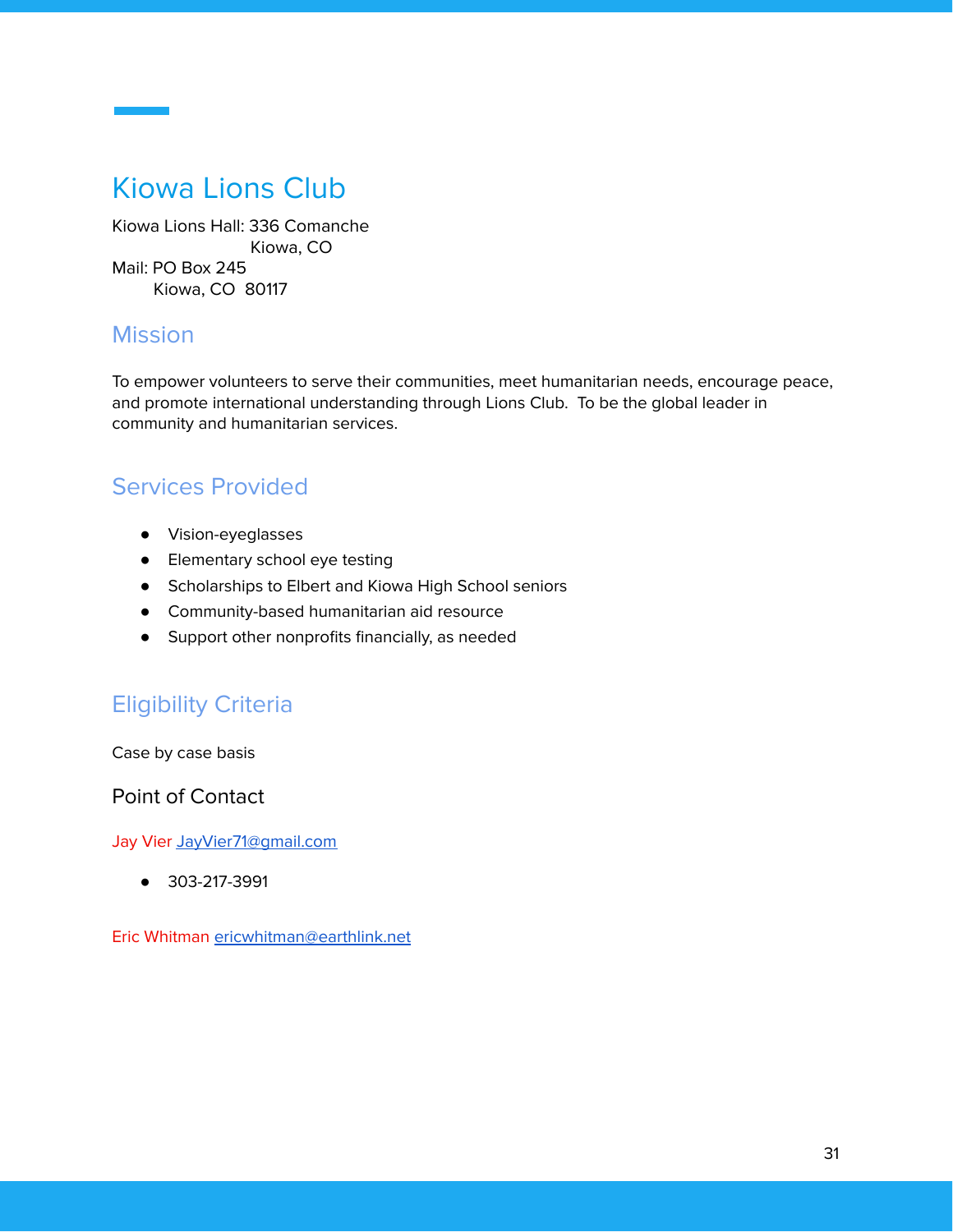# Kiowa Lions Club

Kiowa Lions Hall: 336 Comanche
Kiowa, CO
Mail: PO Box 245
Kiowa, CO 80117

## Mission

To empower volunteers to serve their communities, meet humanitarian needs, encourage peace, and promote international understanding through Lions Club. To be the global leader in community and humanitarian services.

## Services Provided

- Vision-eyeglasses
- Elementary school eye testing
- Scholarships to Elbert and Kiowa High School seniors
- Community-based humanitarian aid resource
- Support other nonprofits financially, as needed

## Eligibility Criteria

Case by case basis

### Point of Contact

Jay Vier JayVier71@gmail.com

- 303-217-3991

Eric Whitman ericwhitman@earthlink.net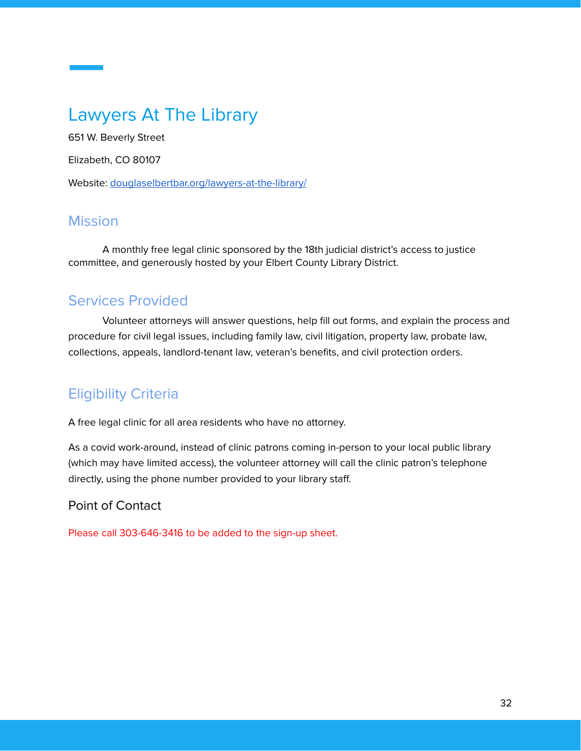# Lawyers At The Library

651 W. Beverly Street

Elizabeth, CO 80107

Website: [douglaselbertbar.org/lawyers-at-the-library/](douglaselbertbar.org/lawyers-at-the-library/)

## Mission

A monthly free legal clinic sponsored by the 18th judicial district's access to justice committee, and generously hosted by your Elbert County Library District.

## Services Provided

Volunteer attorneys will answer questions, help fill out forms, and explain the process and procedure for civil legal issues, including family law, civil litigation, property law, probate law, collections, appeals, landlord-tenant law, veteran's benefits, and civil protection orders.

## Eligibility Criteria

A free legal clinic for all area residents who have no attorney.

As a covid work-around, instead of clinic patrons coming in-person to your local public library (which may have limited access), the volunteer attorney will call the clinic patron's telephone directly, using the phone number provided to your library staff.

### Point of Contact

Please call 303-646-3416 to be added to the sign-up sheet.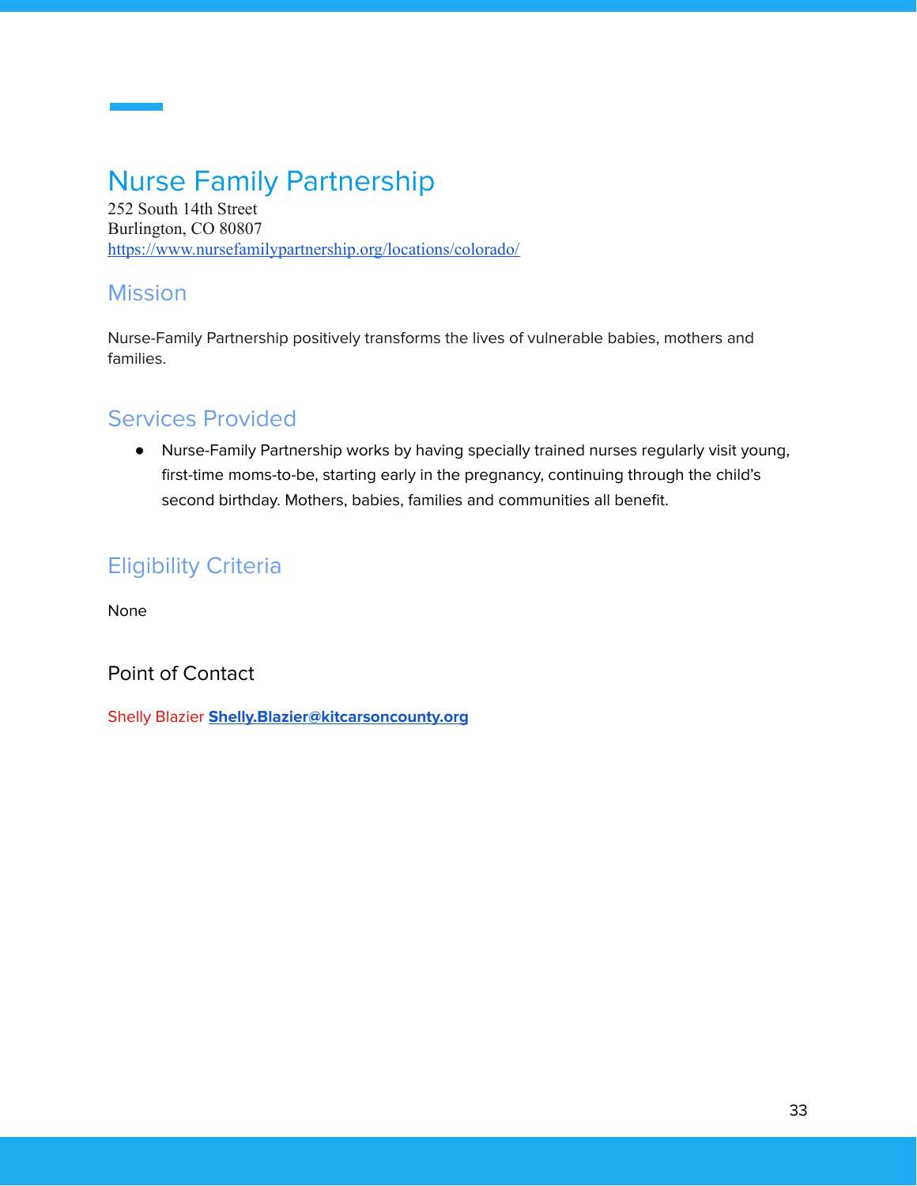# Nurse Family Partnership

252 South 14th Street
Burlington, CO 80807
https://www.nursefamilypartnership.org/locations/colorado/

## Mission

Nurse-Family Partnership positively transforms the lives of vulnerable babies, mothers and families.

## Services Provided

- Nurse-Family Partnership works by having specially trained nurses regularly visit young, first-time moms-to-be, starting early in the pregnancy, continuing through the child's second birthday. Mothers, babies, families and communities all benefit.

## Eligibility Criteria

None

## Point of Contact

Shelly Blazier **Shelly.Blazier@kitcarsoncounty.org**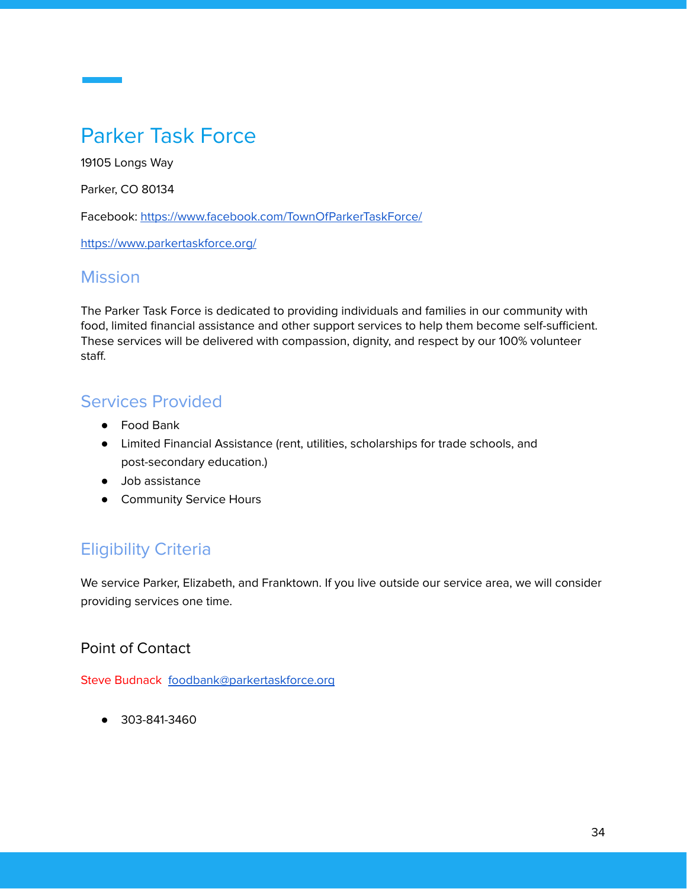# Parker Task Force

19105 Longs Way

Parker, CO 80134

Facebook: https://www.facebook.com/TownOfParkerTaskForce/

https://www.parkertaskforce.org/

## Mission

The Parker Task Force is dedicated to providing individuals and families in our community with food, limited financial assistance and other support services to help them become self-sufficient. These services will be delivered with compassion, dignity, and respect by our 100% volunteer staff.

## Services Provided

- Food Bank
- Limited Financial Assistance (rent, utilities, scholarships for trade schools, and post-secondary education.)
- Job assistance
- Community Service Hours

## Eligibility Criteria

We service Parker, Elizabeth, and Franktown. If you live outside our service area, we will consider providing services one time.

### Point of Contact

Steve Budnack foodbank@parkertaskforce.org

- 303-841-3460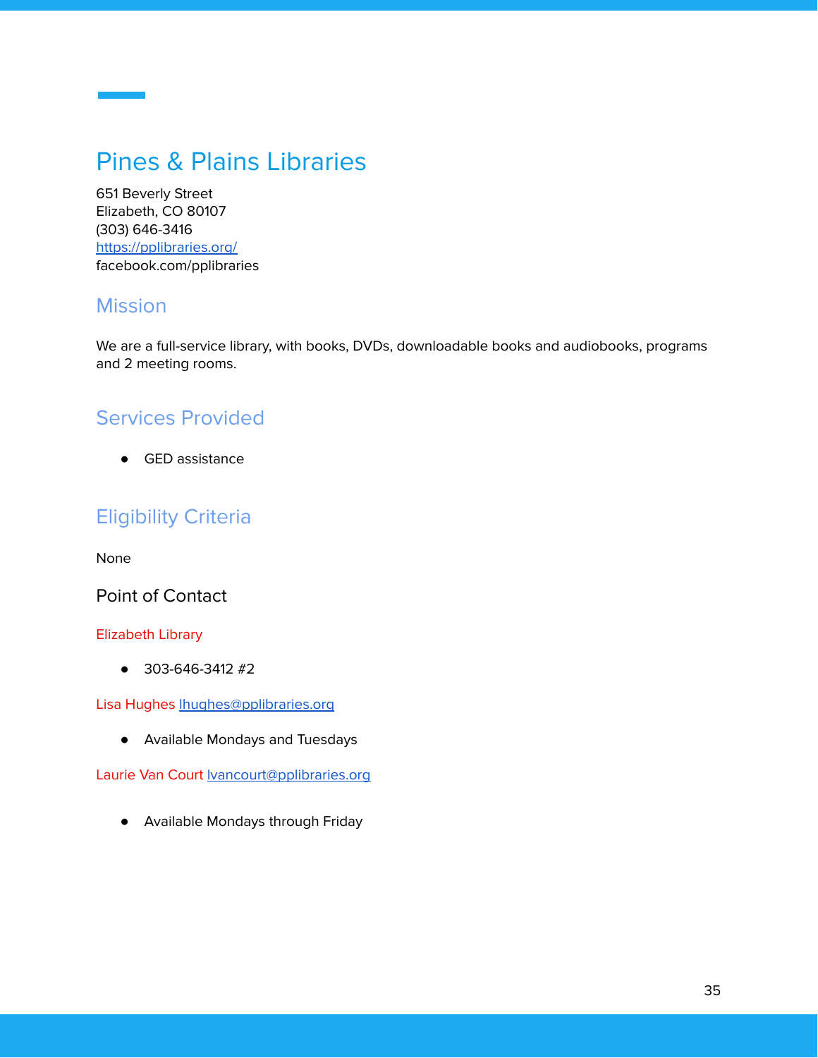# Pines & Plains Libraries

651 Beverly Street
Elizabeth, CO 80107
(303) 646-3416
https://pplibraries.org/
facebook.com/pplibraries

## Mission

We are a full-service library, with books, DVDs, downloadable books and audiobooks, programs and 2 meeting rooms.

## Services Provided

- GED assistance

## Eligibility Criteria

None

### Point of Contact

Elizabeth Library

- 303-646-3412 #2

Lisa Hughes lhughes@pplibraries.org

- Available Mondays and Tuesdays

Laurie Van Court lvancourt@pplibraries.org

- Available Mondays through Friday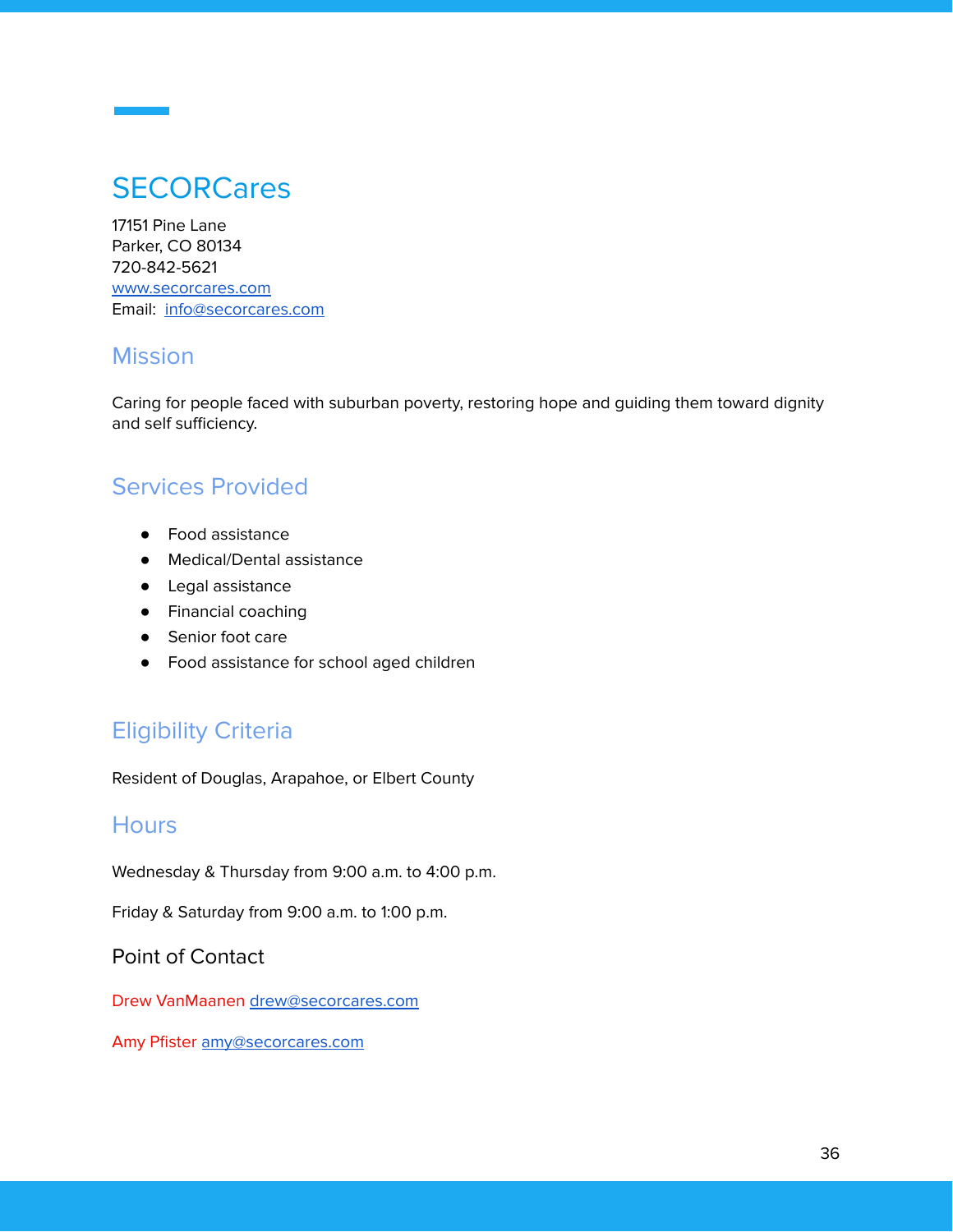# SECORCares

17151 Pine Lane
Parker, CO 80134
720-842-5621
www.secorcares.com
Email: info@secorcares.com

## Mission

Caring for people faced with suburban poverty, restoring hope and guiding them toward dignity and self sufficiency.

## Services Provided

- Food assistance
- Medical/Dental assistance
- Legal assistance
- Financial coaching
- Senior foot care
- Food assistance for school aged children

## Eligibility Criteria

Resident of Douglas, Arapahoe, or Elbert County

## Hours

Wednesday & Thursday from 9:00 a.m. to 4:00 p.m.

Friday & Saturday from 9:00 a.m. to 1:00 p.m.

### Point of Contact

Drew VanMaanen drew@secorcares.com

Amy Pfister amy@secorcares.com